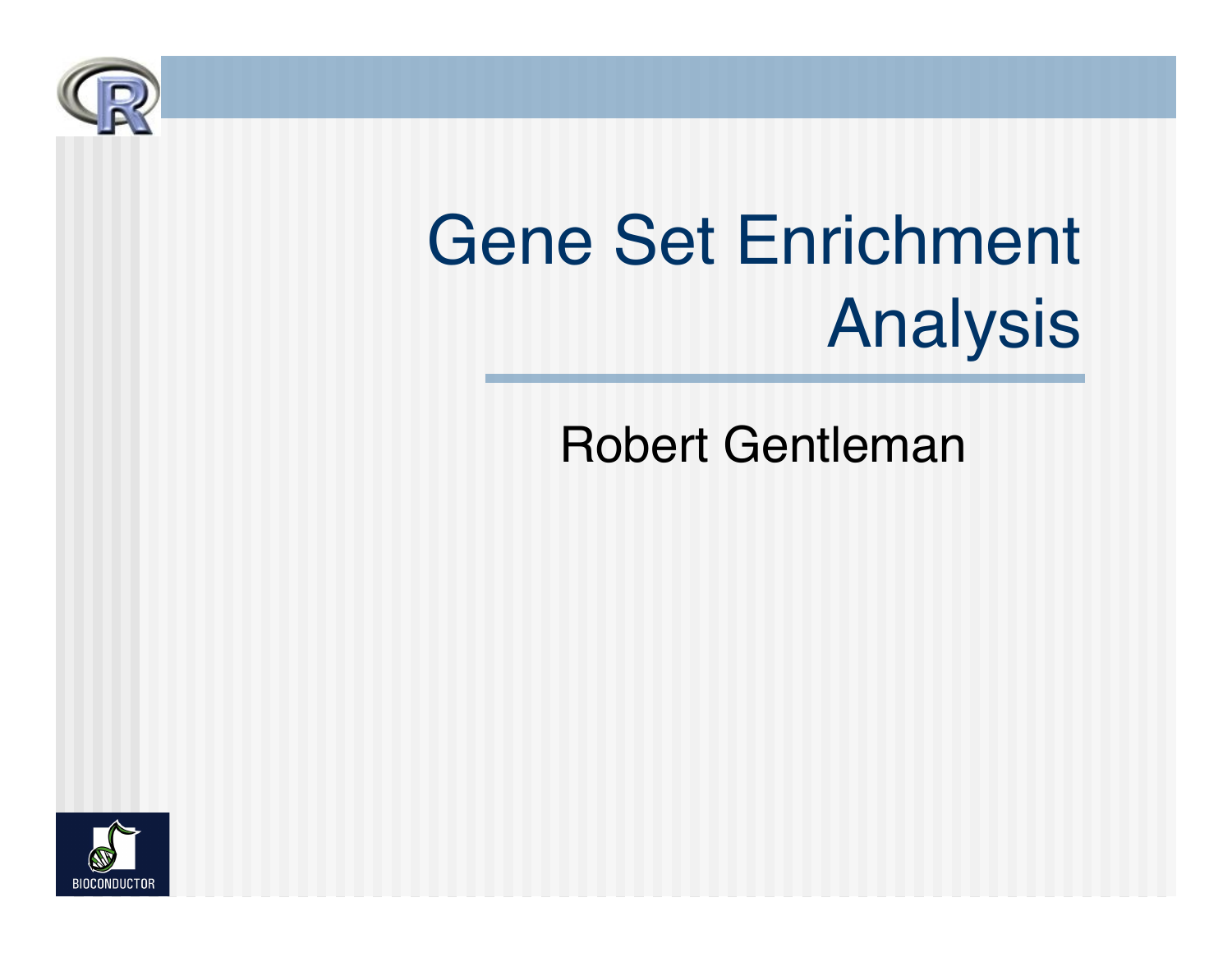# Gene Set Enrichment Analysis

Robert Gentleman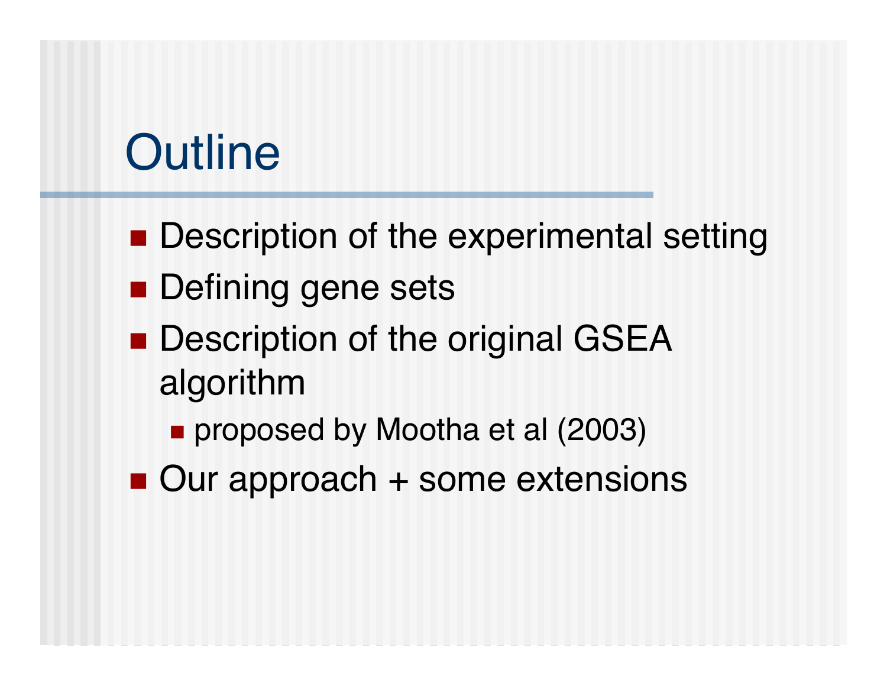# Outline

- Description of the experimental setting
- Defining gene sets
- Description of the original GSEA algorithm
  - proposed by Mootha et al (2003)
- Our approach + some extensions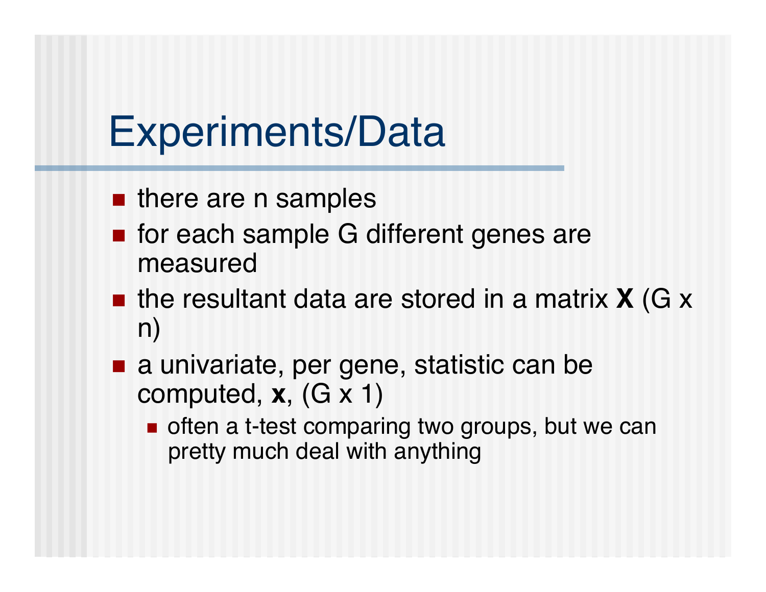# Experiments/Data

- there are n samples
- for each sample G different genes are measured
- the resultant data are stored in a matrix **X** (G x n)
- a univariate, per gene, statistic can be computed, **x**, (G x 1)
  - often a t-test comparing two groups, but we can pretty much deal with anything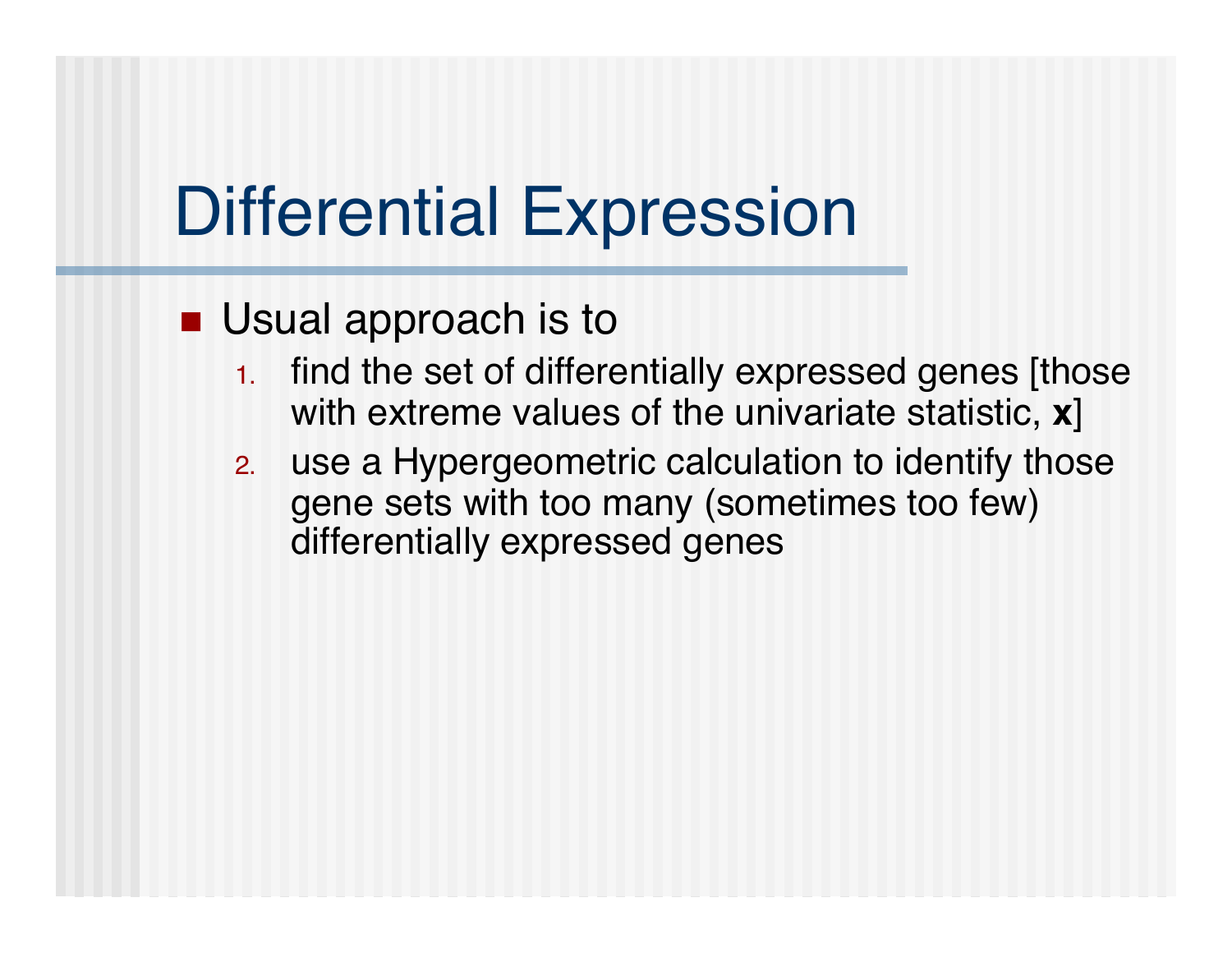# Differential Expression

- Usual approach is to
  1. find the set of differentially expressed genes [those with extreme values of the univariate statistic, **x**]
  2. use a Hypergeometric calculation to identify those gene sets with too many (sometimes too few) differentially expressed genes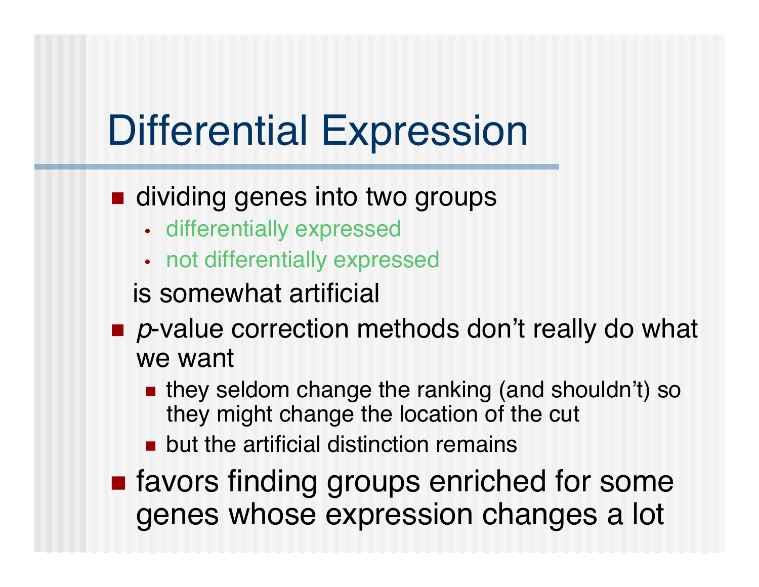# Differential Expression

- dividing genes into two groups
  - differentially expressed
  - not differentially expressed

  is somewhat artificial
- *p*-value correction methods don't really do what we want
  - they seldom change the ranking (and shouldn't) so they might change the location of the cut
  - but the artificial distinction remains
- favors finding groups enriched for some genes whose expression changes a lot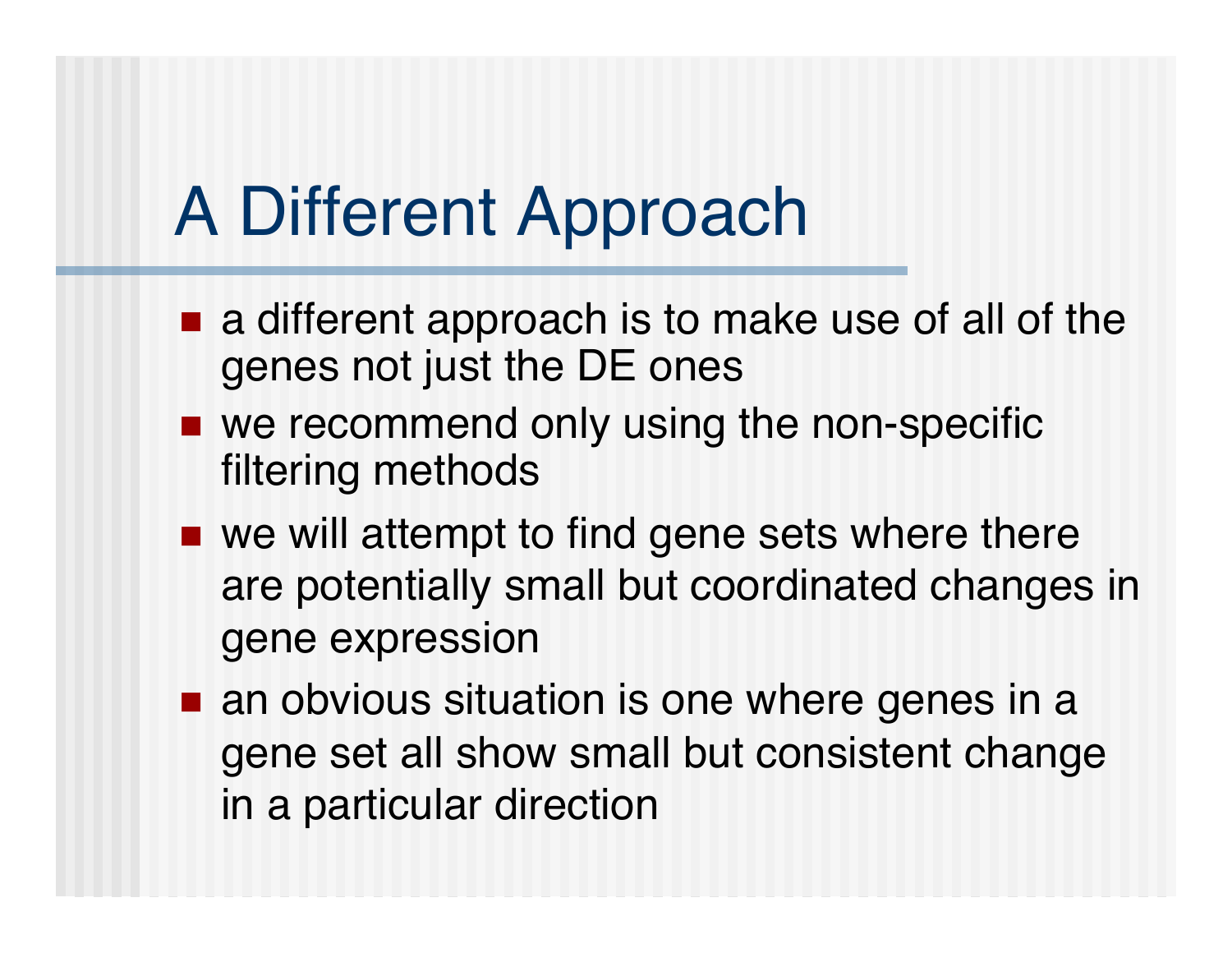# A Different Approach

- a different approach is to make use of all of the genes not just the DE ones
- we recommend only using the non-specific filtering methods
- we will attempt to find gene sets where there are potentially small but coordinated changes in gene expression
- an obvious situation is one where genes in a gene set all show small but consistent change in a particular direction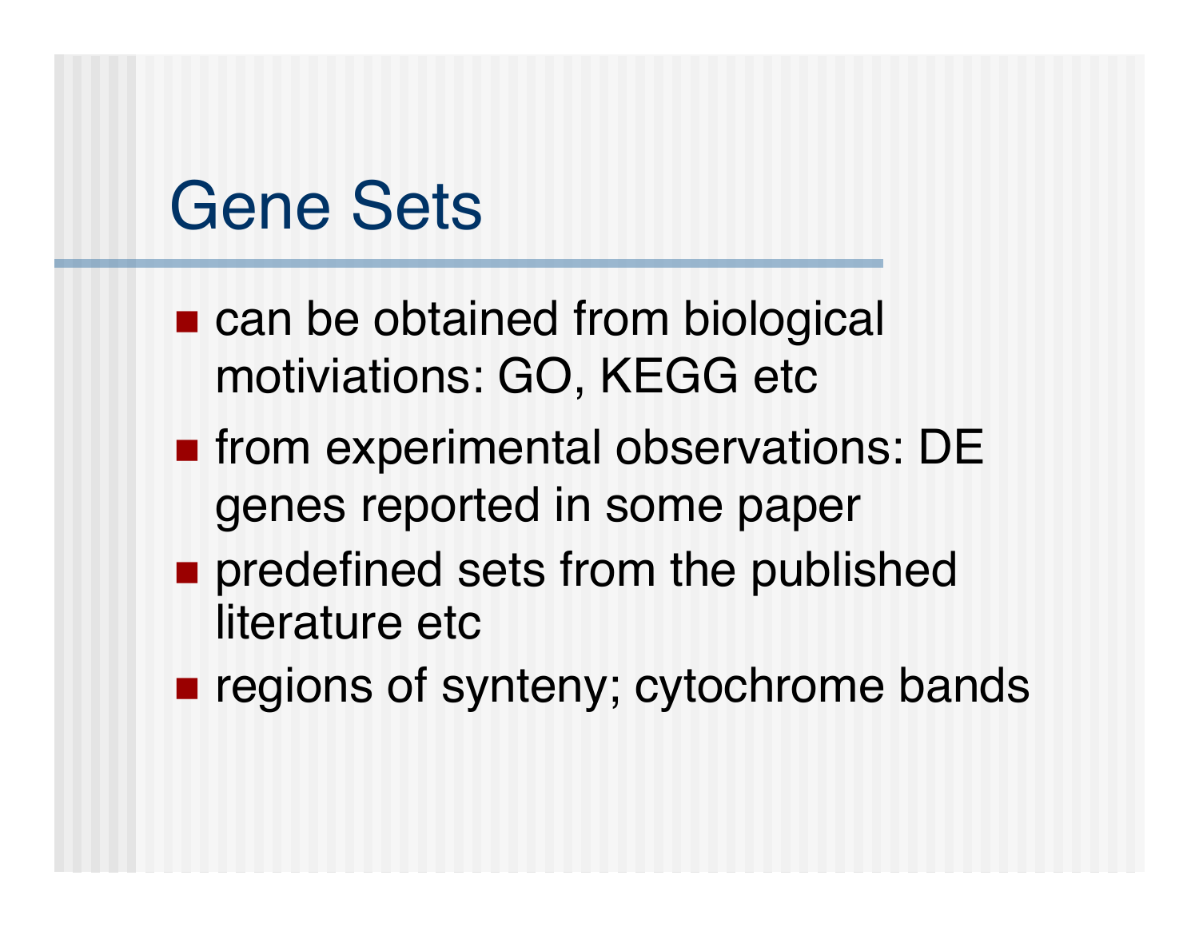# Gene Sets

- can be obtained from biological motiviations: GO, KEGG etc
- from experimental observations: DE genes reported in some paper
- predefined sets from the published literature etc
- regions of synteny; cytochrome bands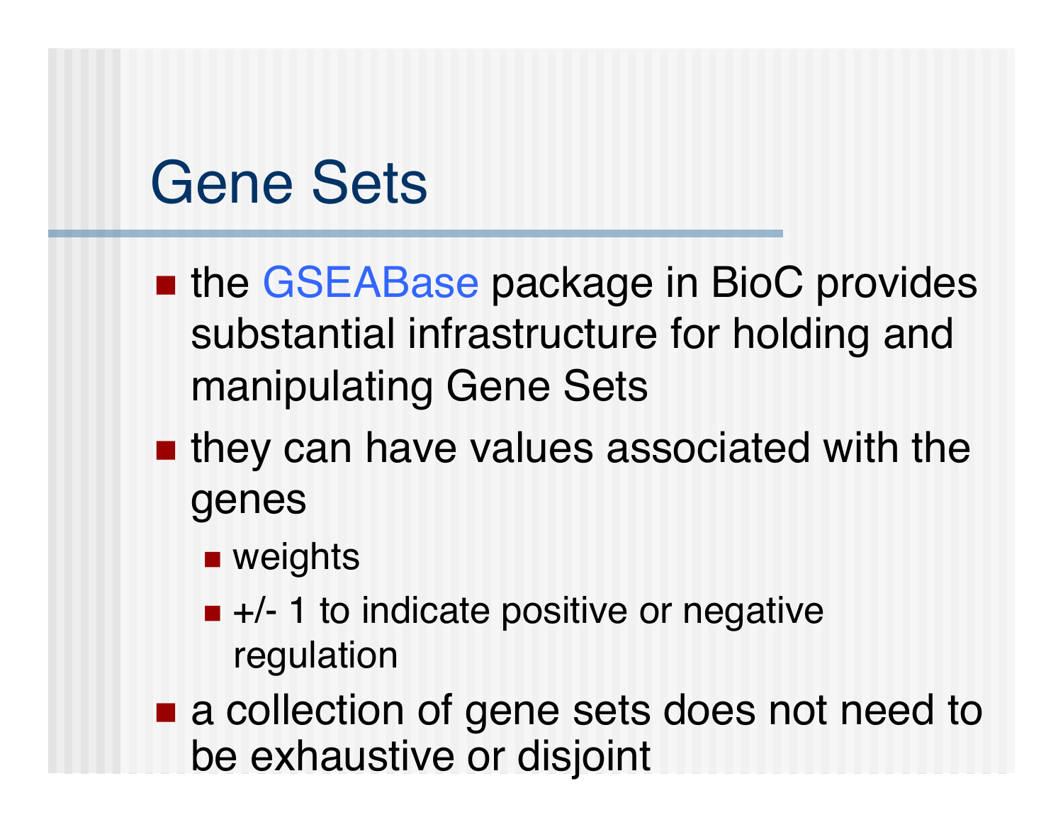# Gene Sets

- the GSEABase package in BioC provides substantial infrastructure for holding and manipulating Gene Sets
- they can have values associated with the genes
  - weights
  - +/- 1 to indicate positive or negative regulation
- a collection of gene sets does not need to be exhaustive or disjoint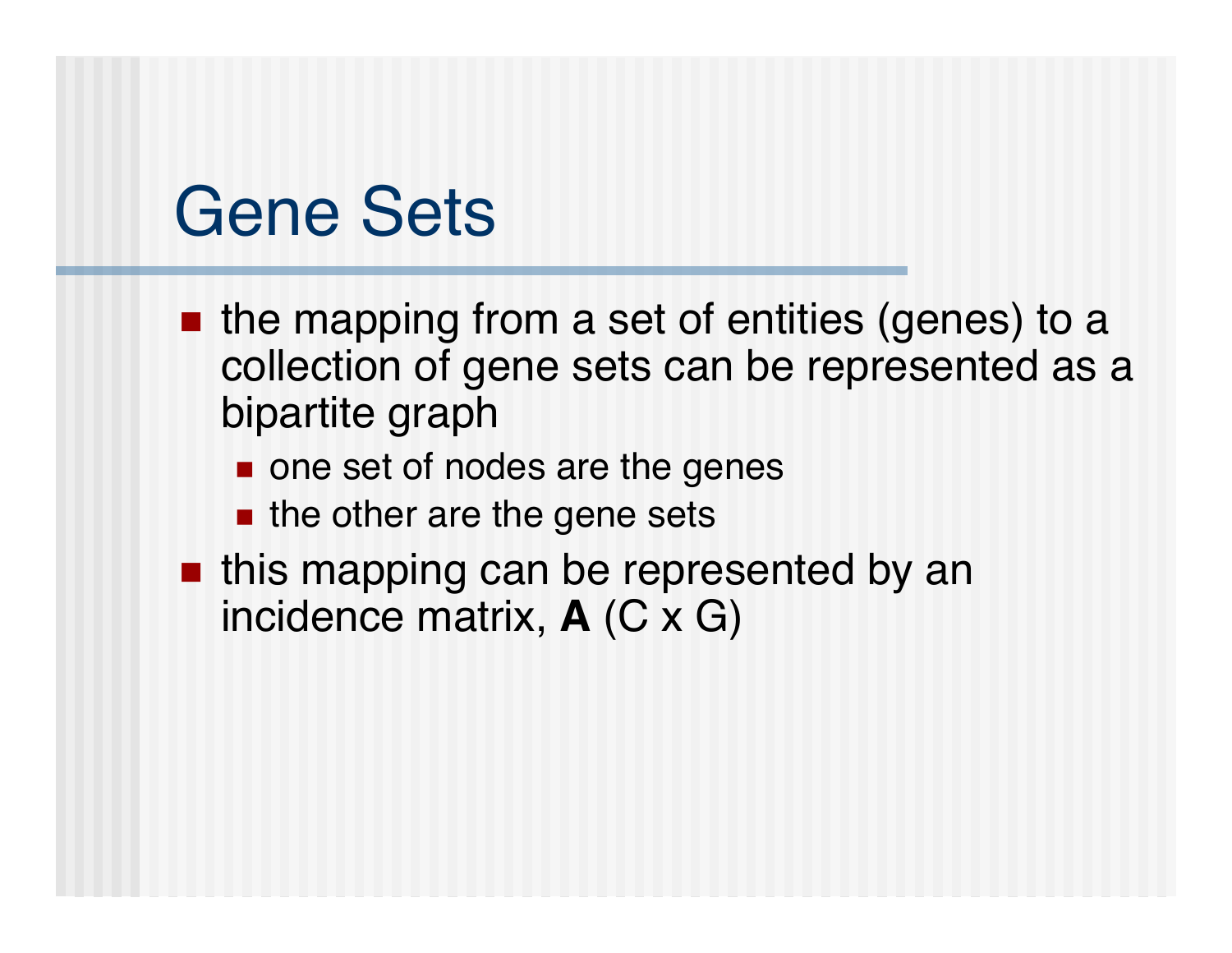# Gene Sets

- the mapping from a set of entities (genes) to a collection of gene sets can be represented as a bipartite graph
  - one set of nodes are the genes
  - the other are the gene sets
- this mapping can be represented by an incidence matrix, **A** (C x G)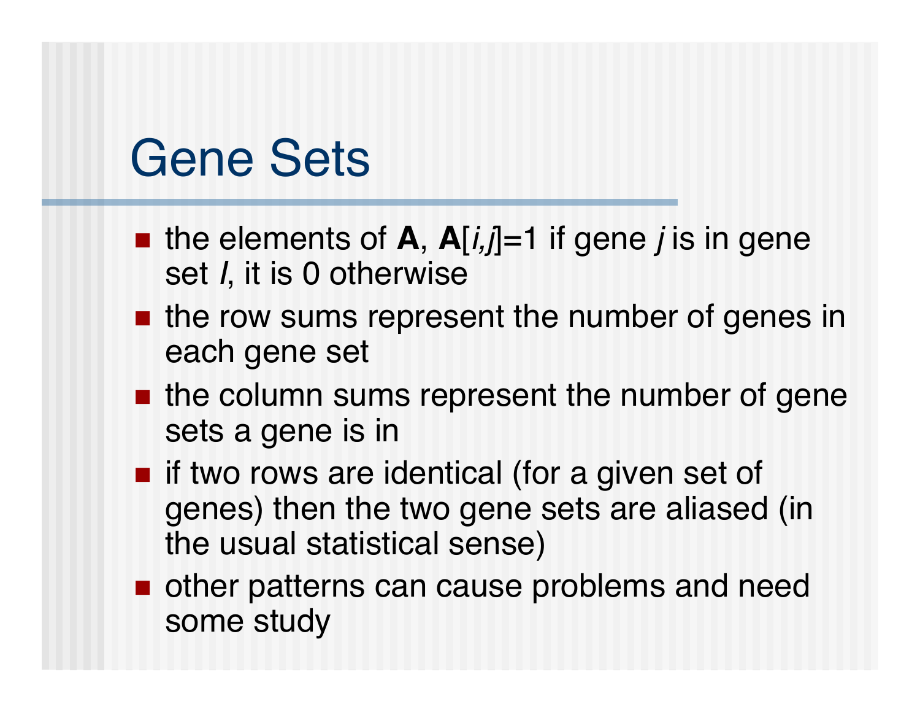# Gene Sets

- the elements of **A**, **A**[*i,j*]=1 if gene *j* is in gene set *I*, it is 0 otherwise
- the row sums represent the number of genes in each gene set
- the column sums represent the number of gene sets a gene is in
- if two rows are identical (for a given set of genes) then the two gene sets are aliased (in the usual statistical sense)
- other patterns can cause problems and need some study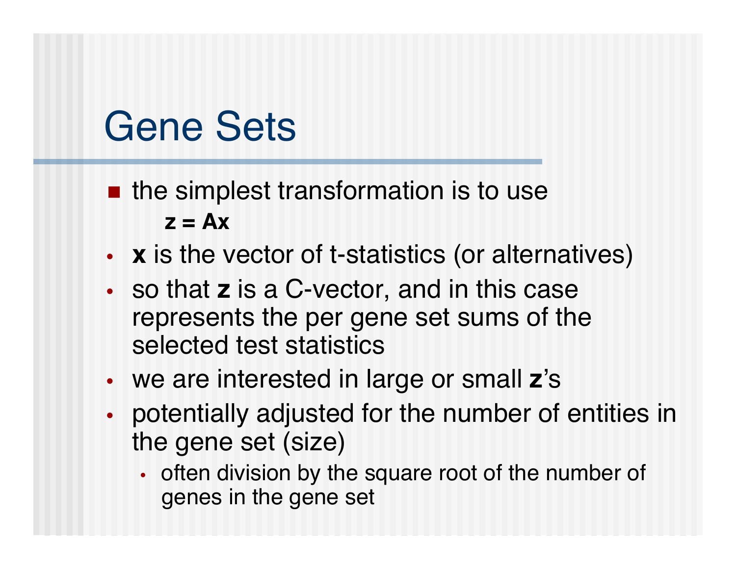# Gene Sets

- the simplest transformation is to use

  $$\mathbf{z} = \mathbf{A}\mathbf{x}$$

- $\mathbf{x}$ is the vector of t-statistics (or alternatives)
- so that $\mathbf{z}$ is a C-vector, and in this case represents the per gene set sums of the selected test statistics
- we are interested in large or small $\mathbf{z}$'s
- potentially adjusted for the number of entities in the gene set (size)
  - often division by the square root of the number of genes in the gene set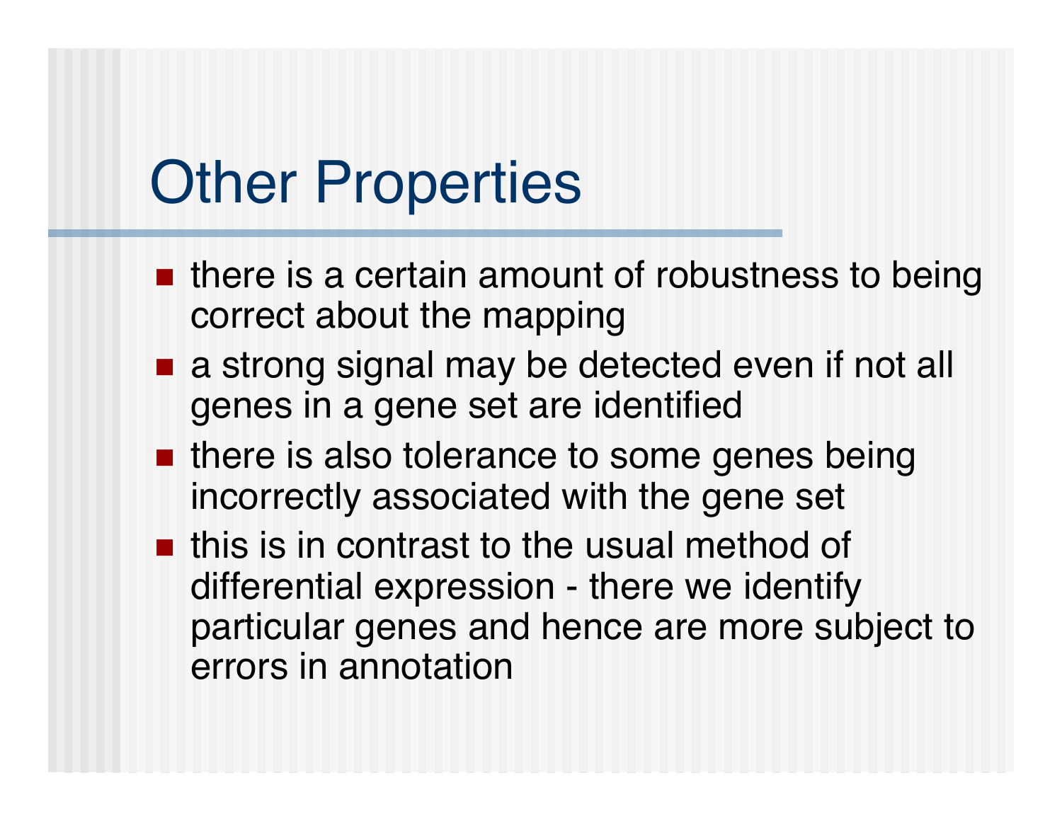# Other Properties

- there is a certain amount of robustness to being correct about the mapping
- a strong signal may be detected even if not all genes in a gene set are identified
- there is also tolerance to some genes being incorrectly associated with the gene set
- this is in contrast to the usual method of differential expression - there we identify particular genes and hence are more subject to errors in annotation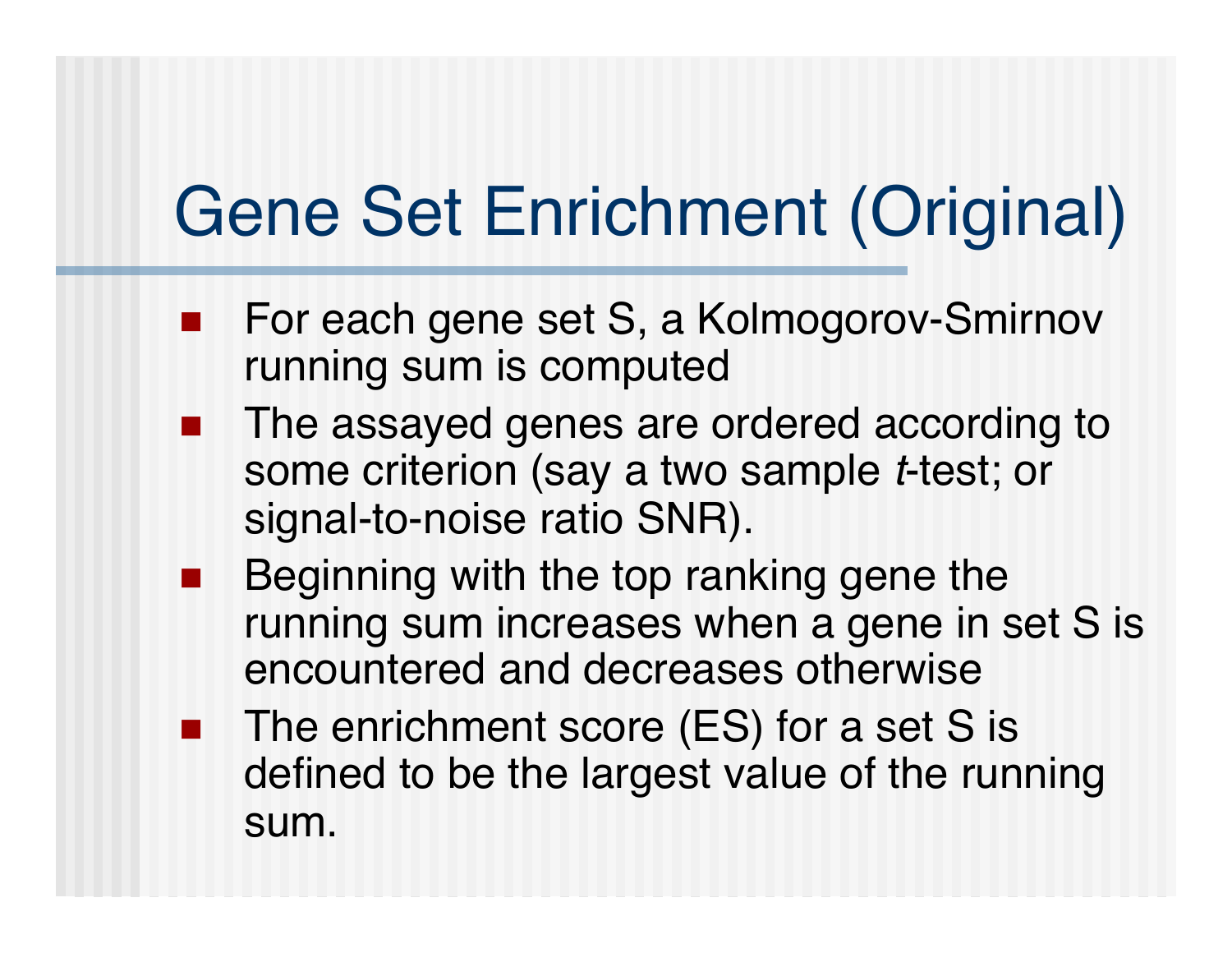# Gene Set Enrichment (Original)

- For each gene set S, a Kolmogorov-Smirnov running sum is computed
- The assayed genes are ordered according to some criterion (say a two sample *t*-test; or signal-to-noise ratio SNR).
- Beginning with the top ranking gene the running sum increases when a gene in set S is encountered and decreases otherwise
- The enrichment score (ES) for a set S is defined to be the largest value of the running sum.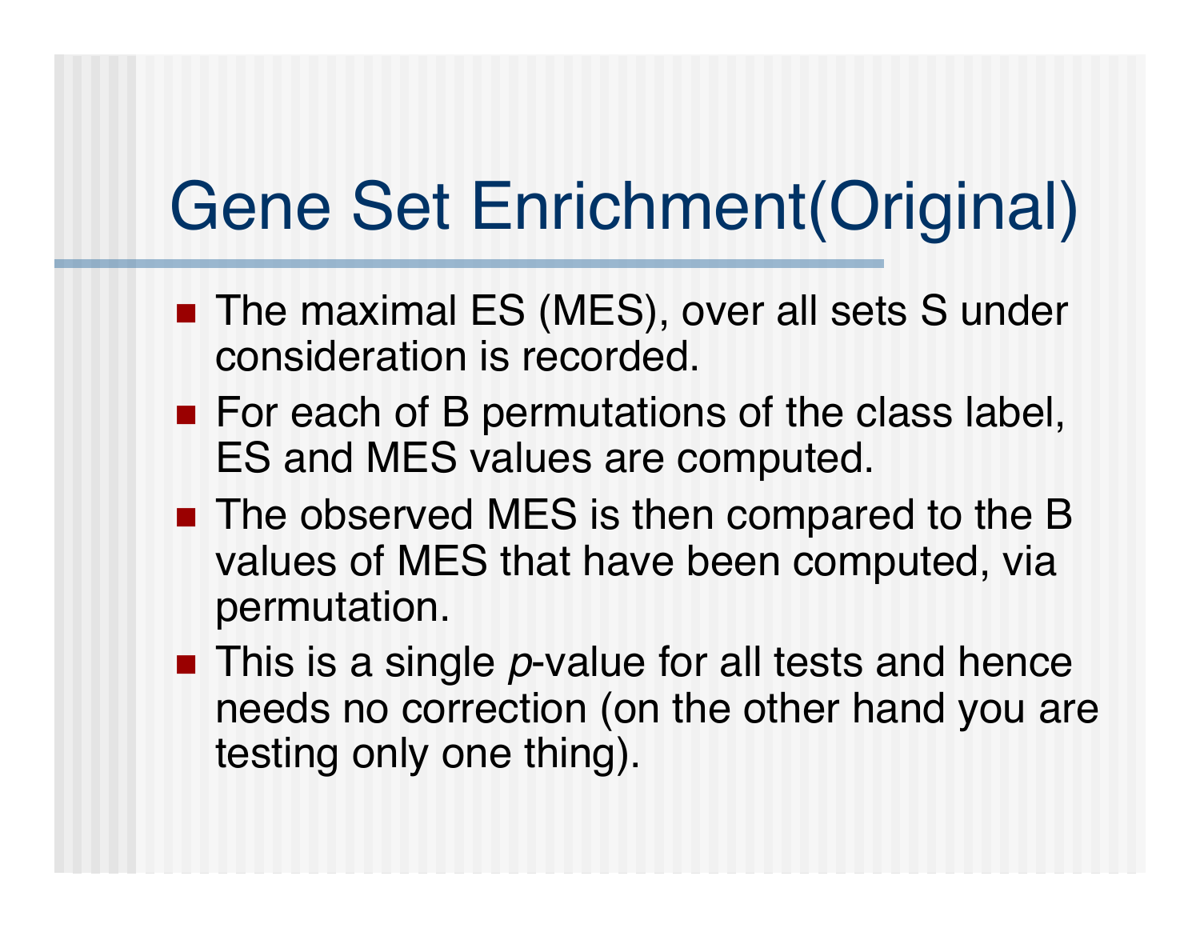# Gene Set Enrichment(Original)

- The maximal ES (MES), over all sets S under consideration is recorded.
- For each of B permutations of the class label, ES and MES values are computed.
- The observed MES is then compared to the B values of MES that have been computed, via permutation.
- This is a single *p*-value for all tests and hence needs no correction (on the other hand you are testing only one thing).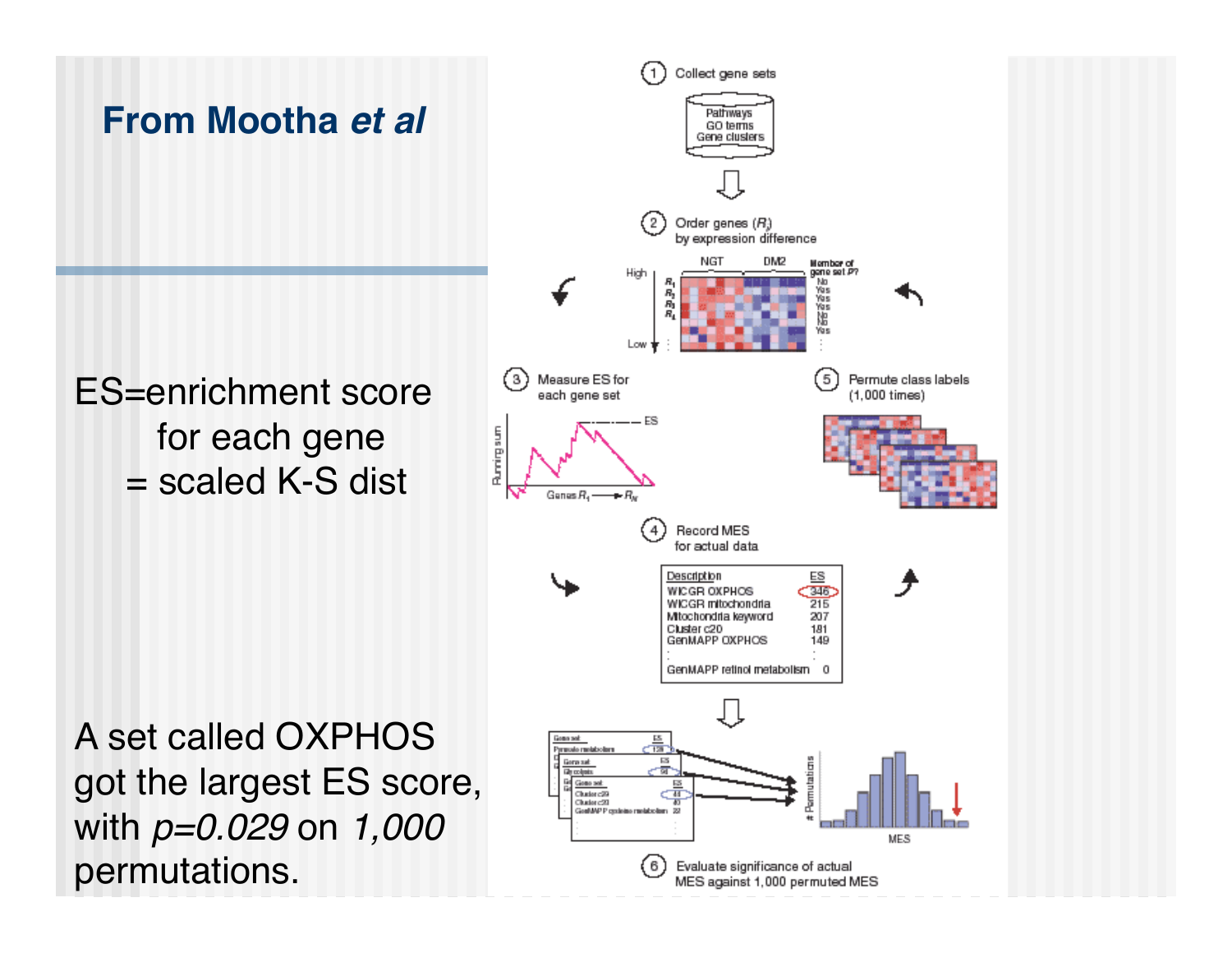# From Mootha *et al*

ES=enrichment score for each gene = scaled K-S dist

A set called OXPHOS got the largest ES score, with *p=0.029* on *1,000* permutations.

1. Collect gene sets

Pathways
GO terms
Gene clusters

2. Order genes ($R_i$) by expression difference

3. Measure ES for each gene set

4. Record MES for actual data

| Description | ES |
| --- | --- |
| WICGR OXPHOS | 346 |
| WICGR mitochondria | 215 |
| Mitochondria keyword | 207 |
| Cluster c20 | 181 |
| GenMAPP OXPHOS | 149 |
| ⋮ | ⋮ |
| GenMAPP retinol metabolism | 0 |

5. Permute class labels (1,000 times)

6. Evaluate significance of actual MES against 1,000 permuted MES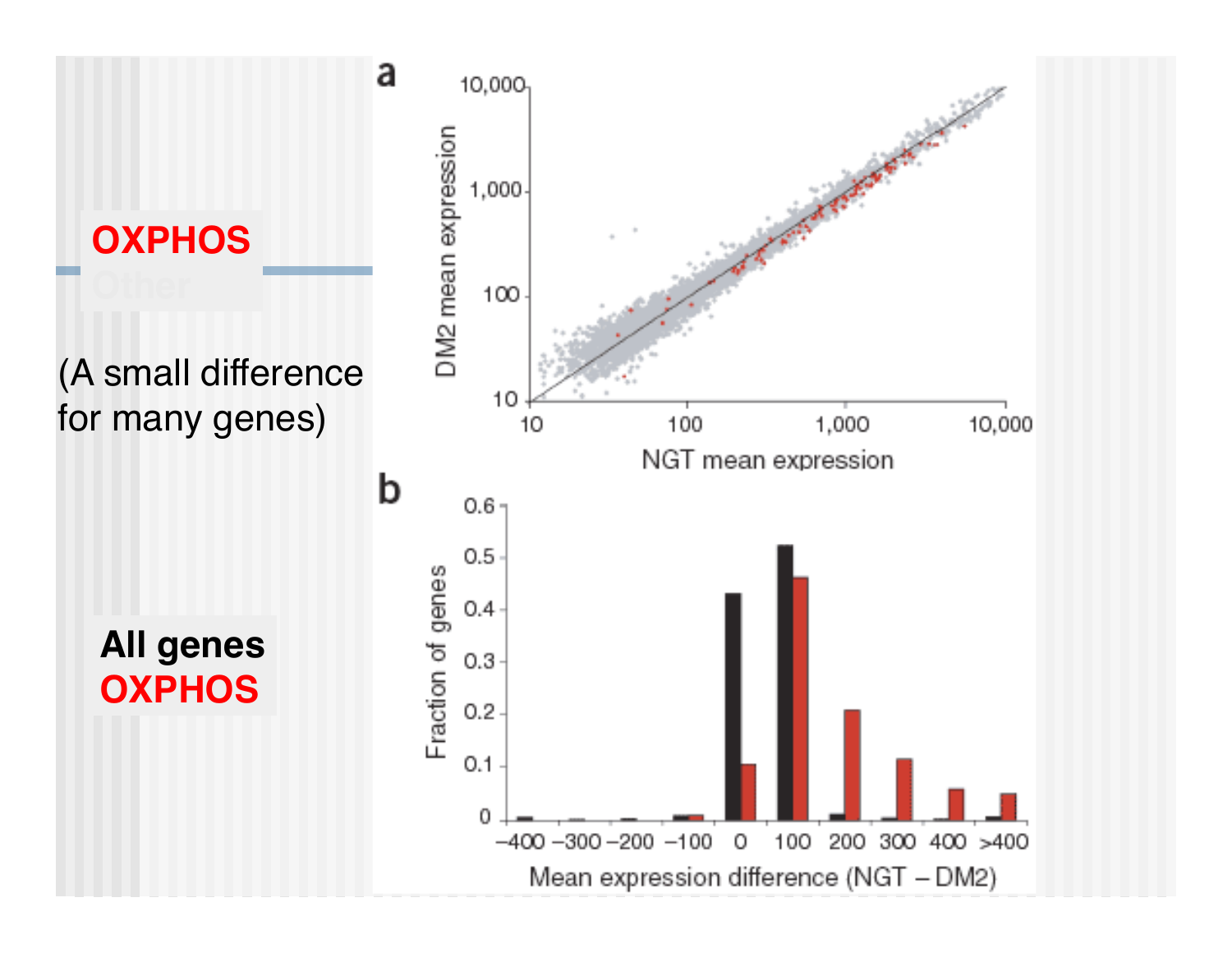**OXPHOS**

(A small difference for many genes)

**All genes**
**OXPHOS**

**a**

DM2 mean expression vs. NGT mean expression (axes: 10, 100, 1,000, 10,000)

**b**

| Mean expression difference (NGT – DM2) | −400 | −300 | −200 | −100 | 0 | 100 | 200 | 300 | 400 | >400 |
|---|---|---|---|---|---|---|---|---|---|---|

Fraction of genes (0 – 0.6)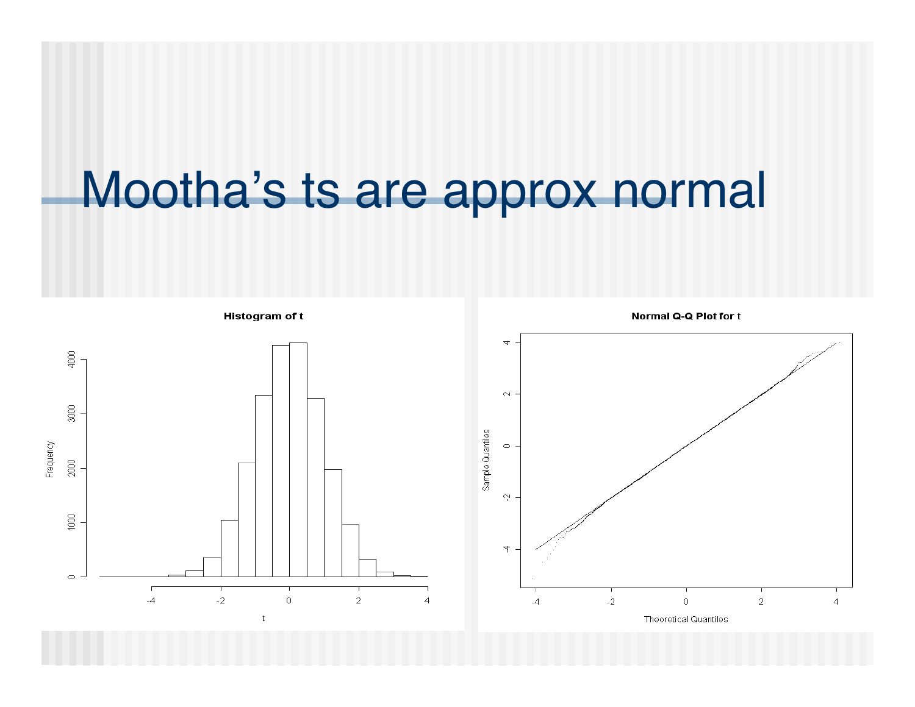# Mootha's ts are approx normal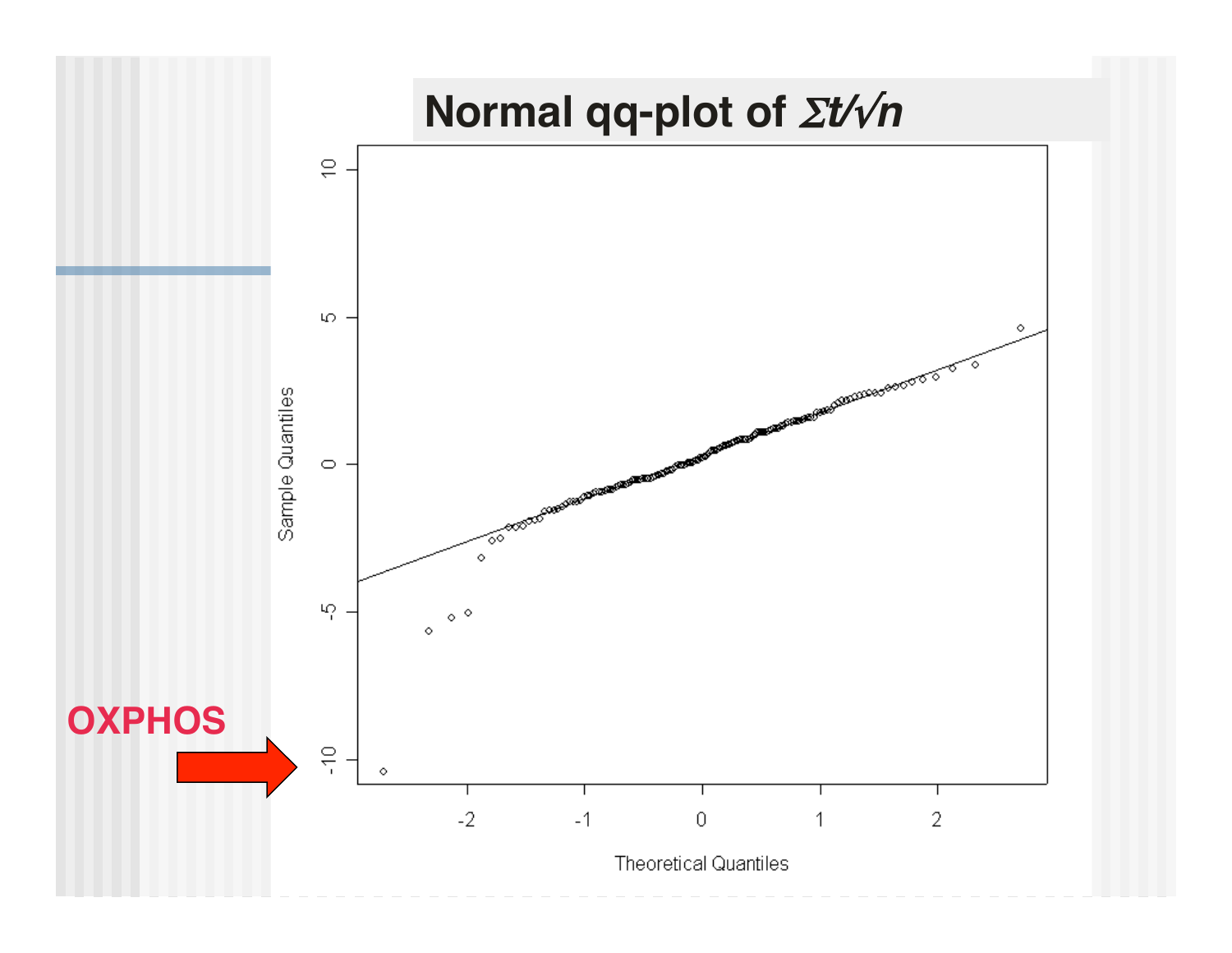# Normal qq-plot of $\Sigma t/\sqrt{n}$

OXPHOS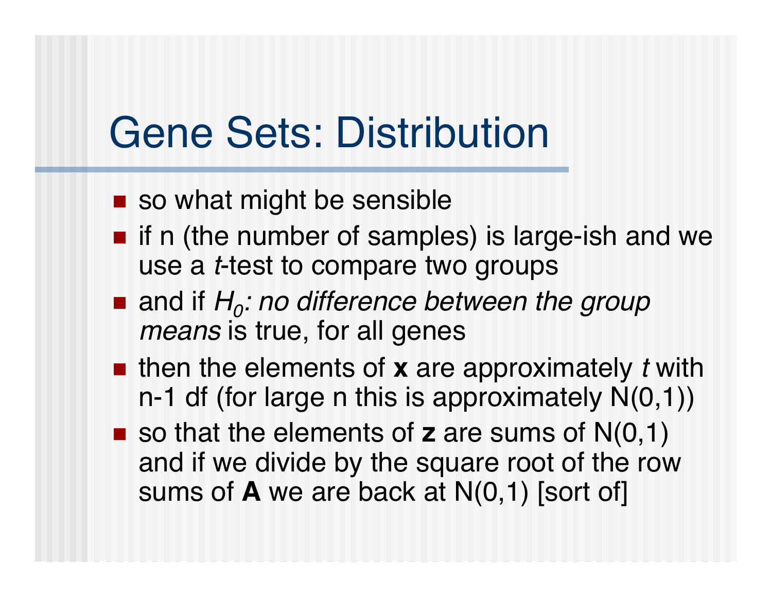# Gene Sets: Distribution

- so what might be sensible
- if n (the number of samples) is large-ish and we use a *t*-test to compare two groups
- and if $H_0$*: no difference between the group means* is true, for all genes
- then the elements of **x** are approximately *t* with n-1 df (for large n this is approximately N(0,1))
- so that the elements of **z** are sums of N(0,1) and if we divide by the square root of the row sums of **A** we are back at N(0,1) [sort of]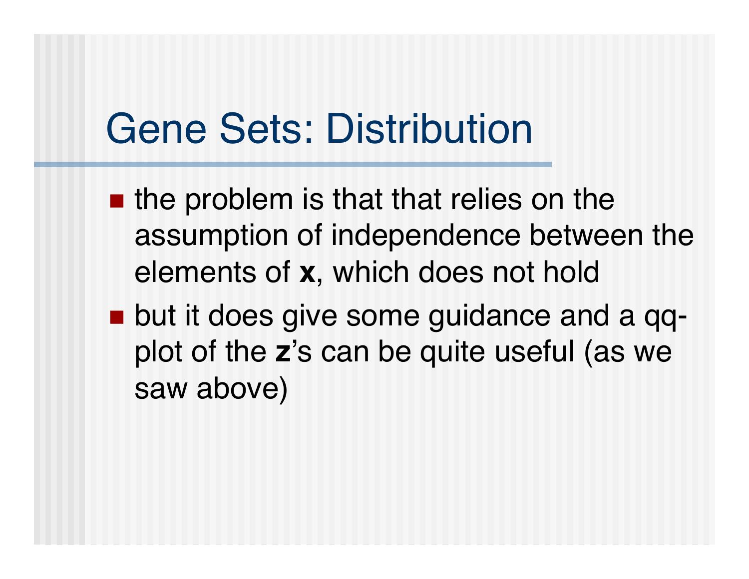# Gene Sets: Distribution

- the problem is that that relies on the assumption of independence between the elements of **x**, which does not hold
- but it does give some guidance and a qq-plot of the **z**'s can be quite useful (as we saw above)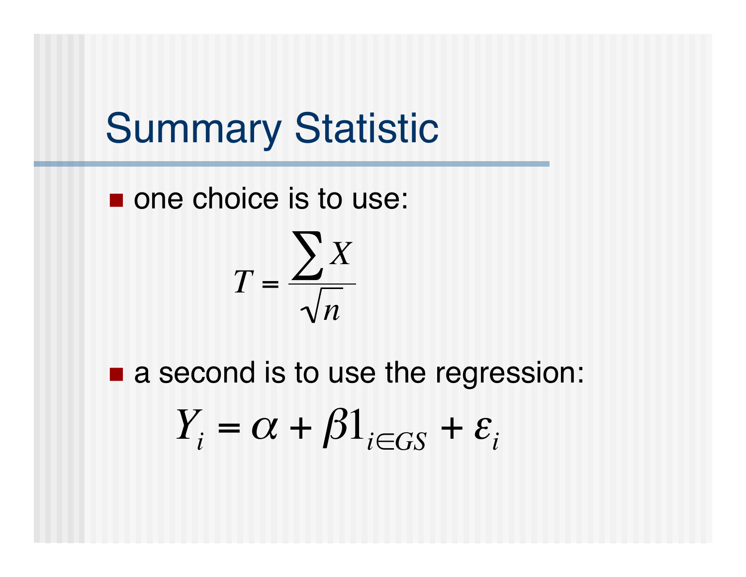# Summary Statistic

- one choice is to use:

$$T = \frac{\sum X}{\sqrt{n}}$$

- a second is to use the regression:

$$Y_i = \alpha + \beta 1_{i \in GS} + \varepsilon_i$$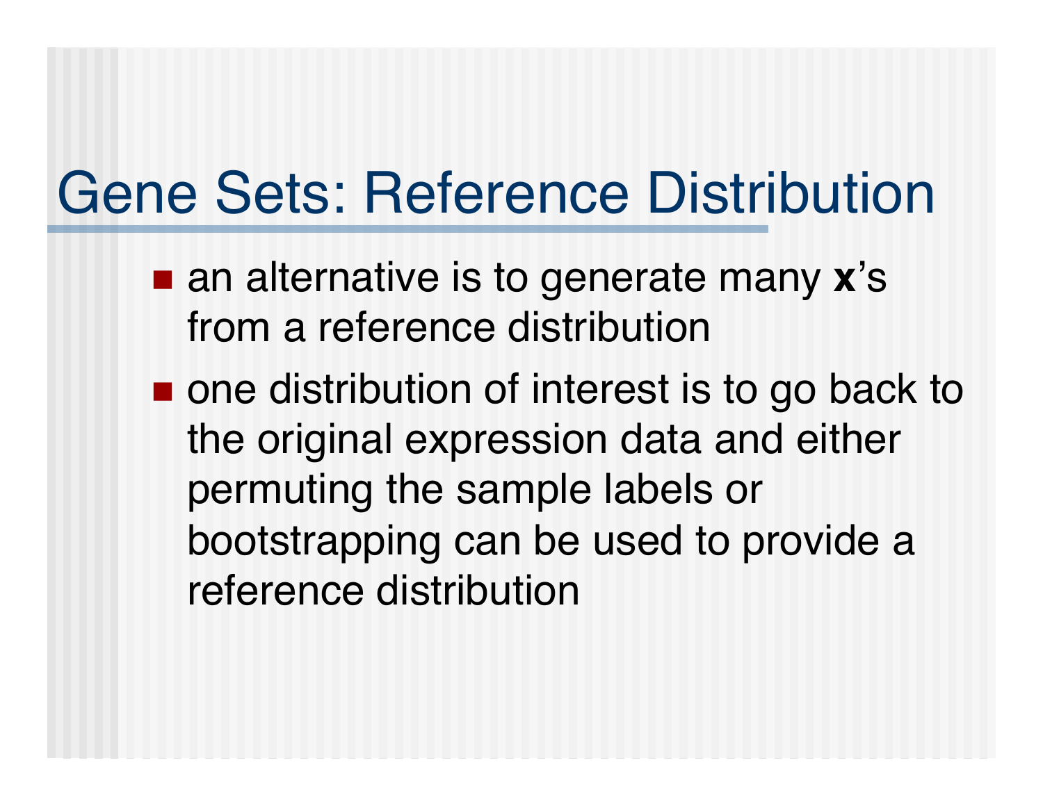# Gene Sets: Reference Distribution

- an alternative is to generate many **x**'s from a reference distribution
- one distribution of interest is to go back to the original expression data and either permuting the sample labels or bootstrapping can be used to provide a reference distribution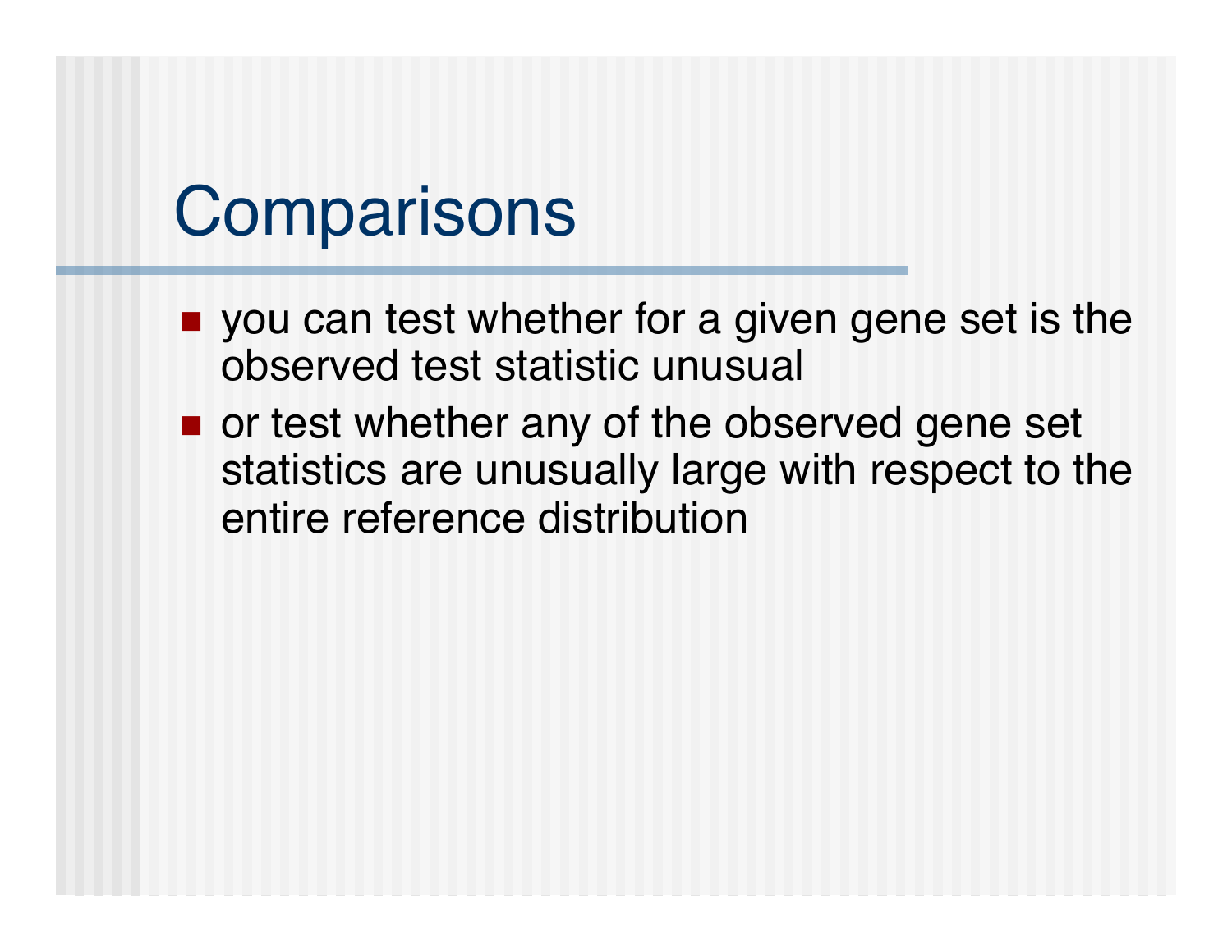# Comparisons

- you can test whether for a given gene set is the observed test statistic unusual
- or test whether any of the observed gene set statistics are unusually large with respect to the entire reference distribution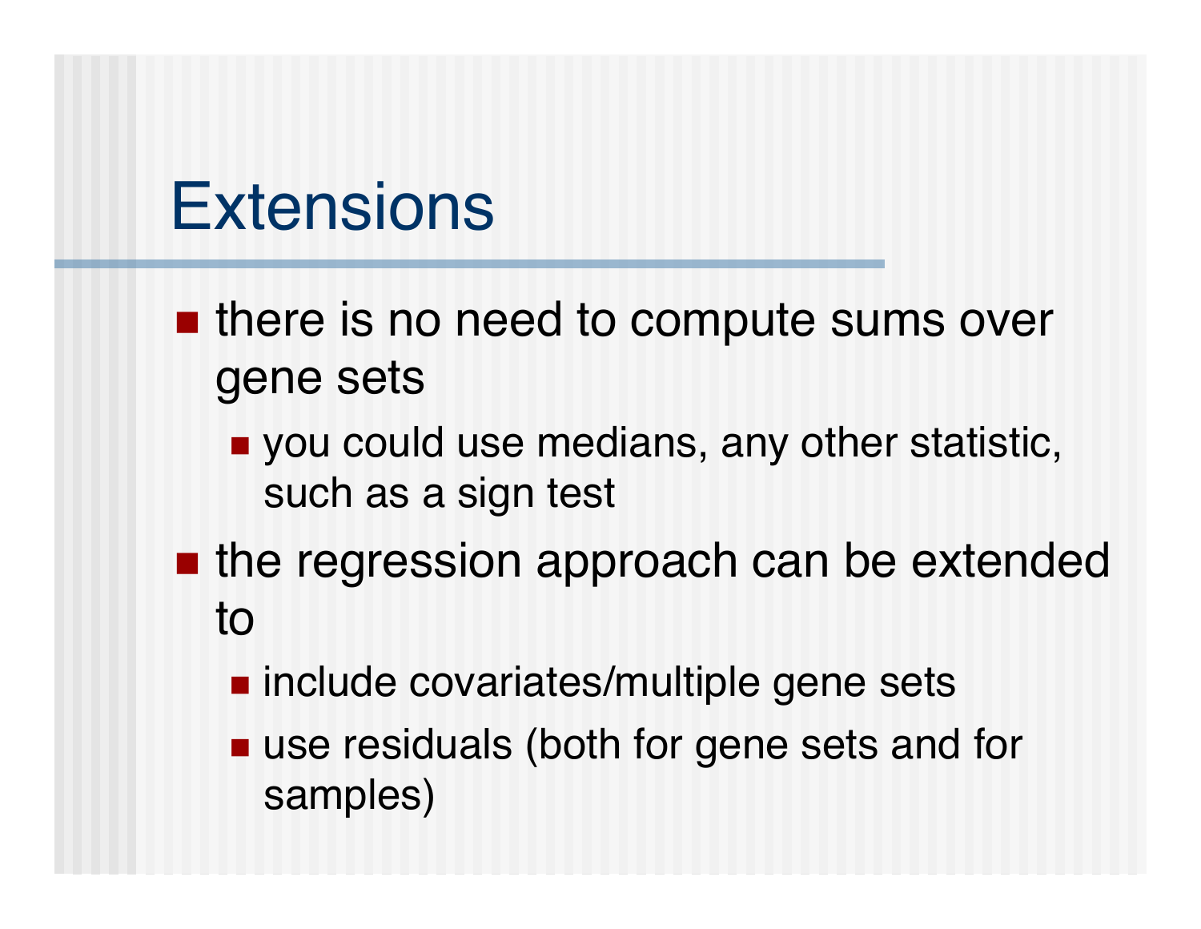# Extensions

- there is no need to compute sums over gene sets
  - you could use medians, any other statistic, such as a sign test
- the regression approach can be extended to
  - include covariates/multiple gene sets
  - use residuals (both for gene sets and for samples)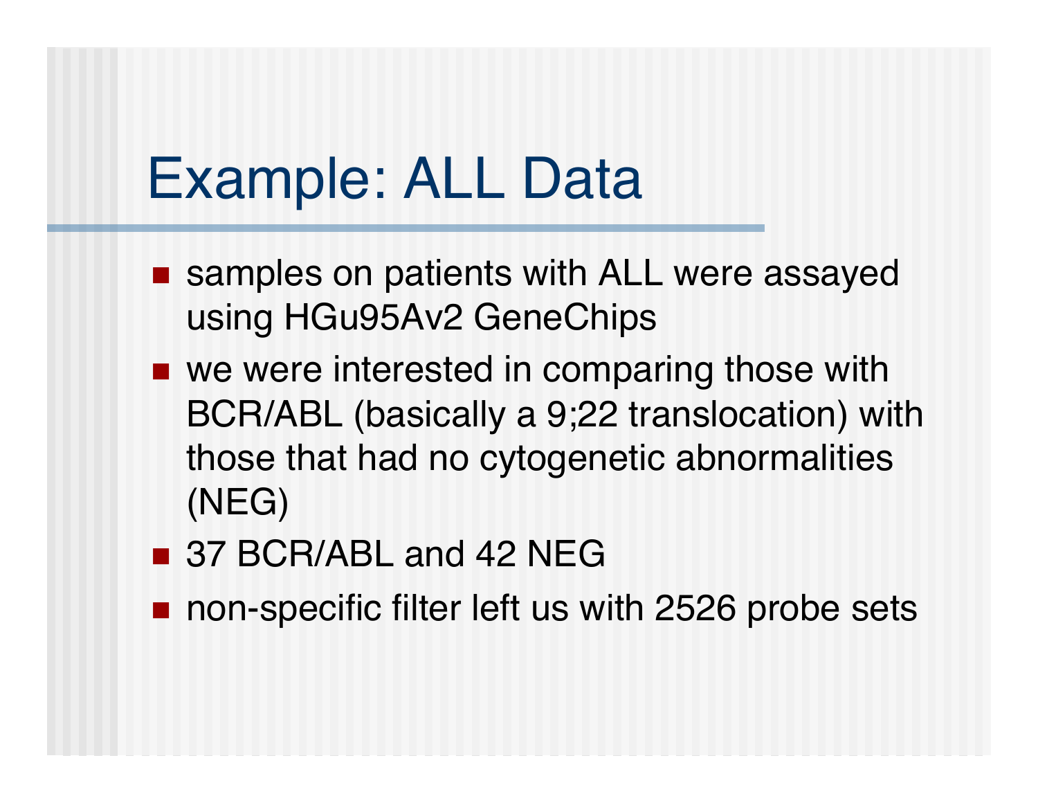# Example: ALL Data

- samples on patients with ALL were assayed using HGu95Av2 GeneChips
- we were interested in comparing those with BCR/ABL (basically a 9;22 translocation) with those that had no cytogenetic abnormalities (NEG)
- 37 BCR/ABL and 42 NEG
- non-specific filter left us with 2526 probe sets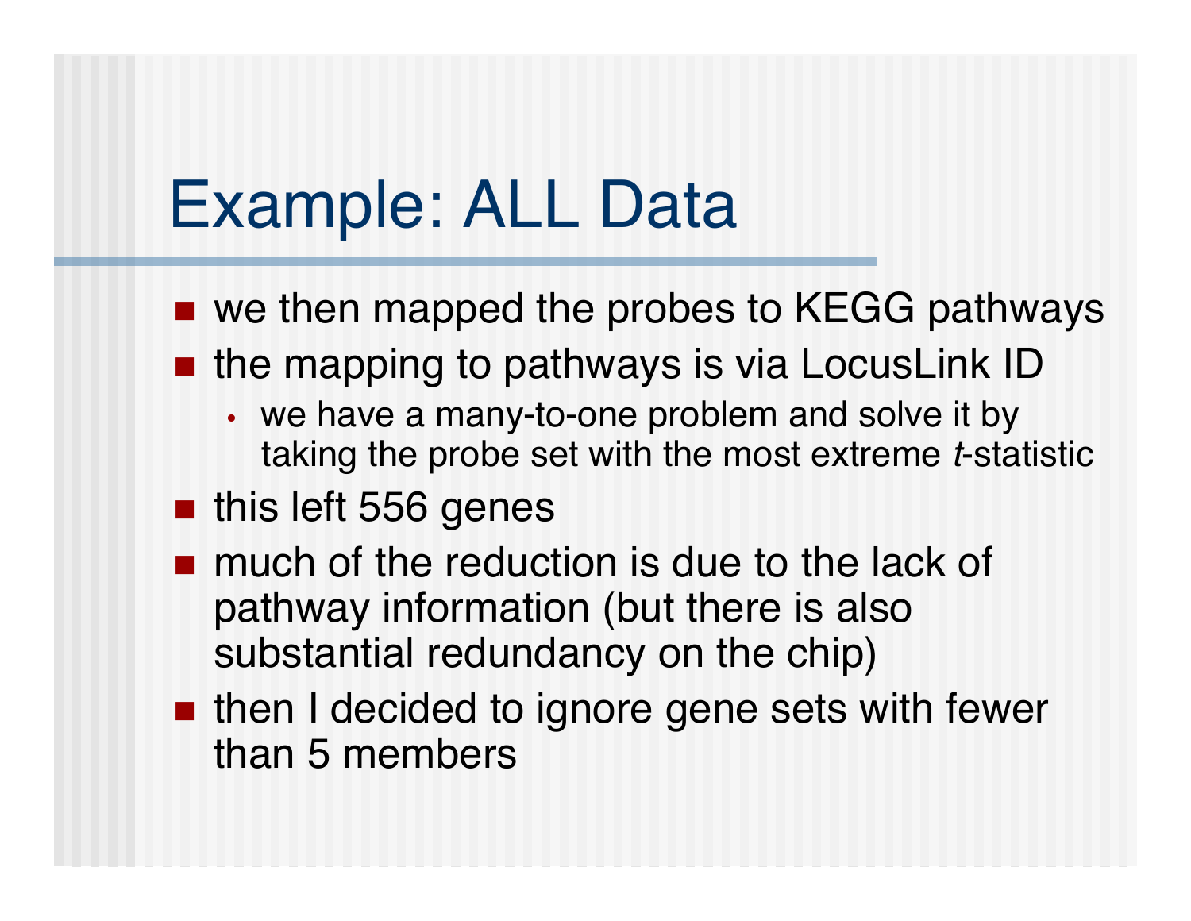# Example: ALL Data

- we then mapped the probes to KEGG pathways
- the mapping to pathways is via LocusLink ID
  - we have a many-to-one problem and solve it by taking the probe set with the most extreme *t*-statistic
- this left 556 genes
- much of the reduction is due to the lack of pathway information (but there is also substantial redundancy on the chip)
- then I decided to ignore gene sets with fewer than 5 members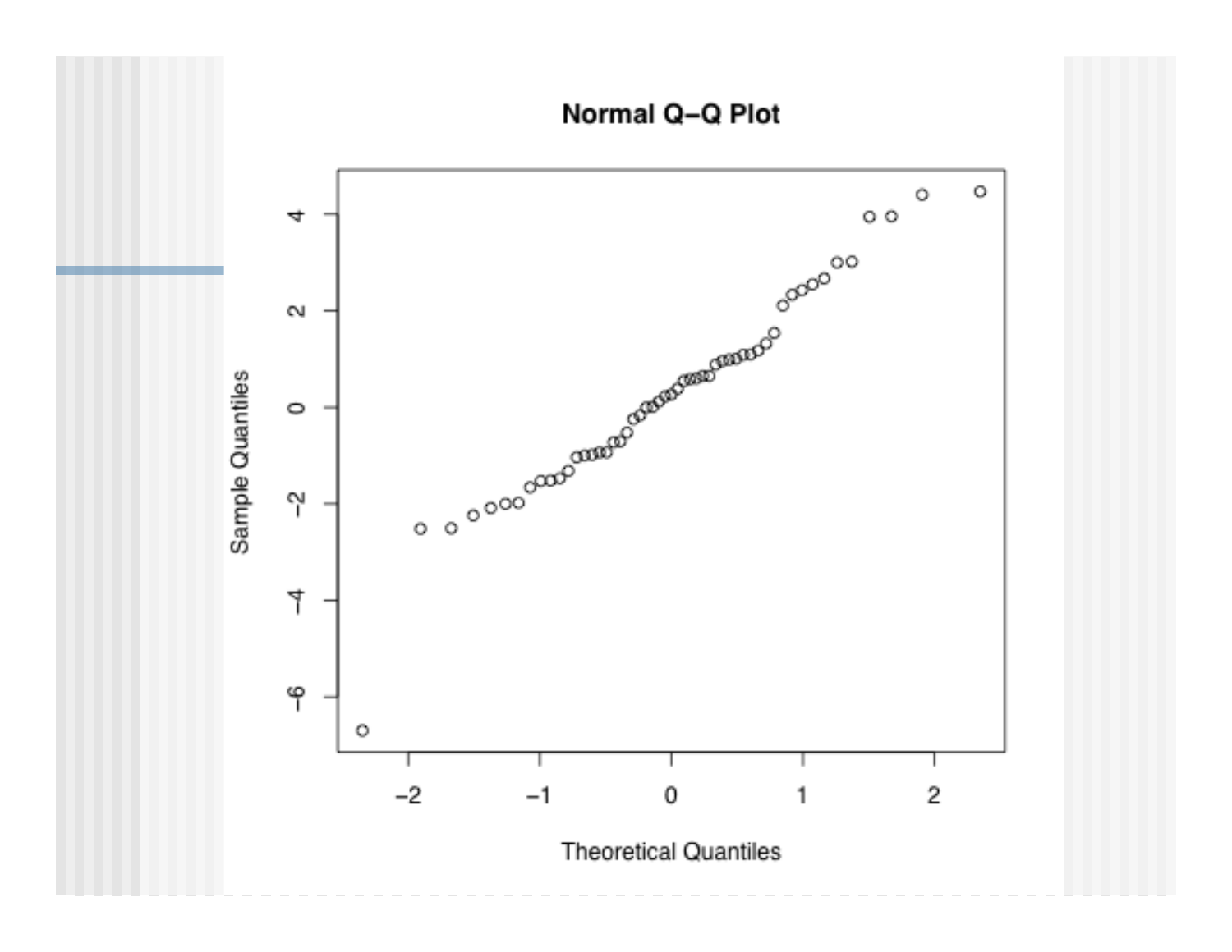## Normal Q-Q Plot

Sample Quantiles

Theoretical Quantiles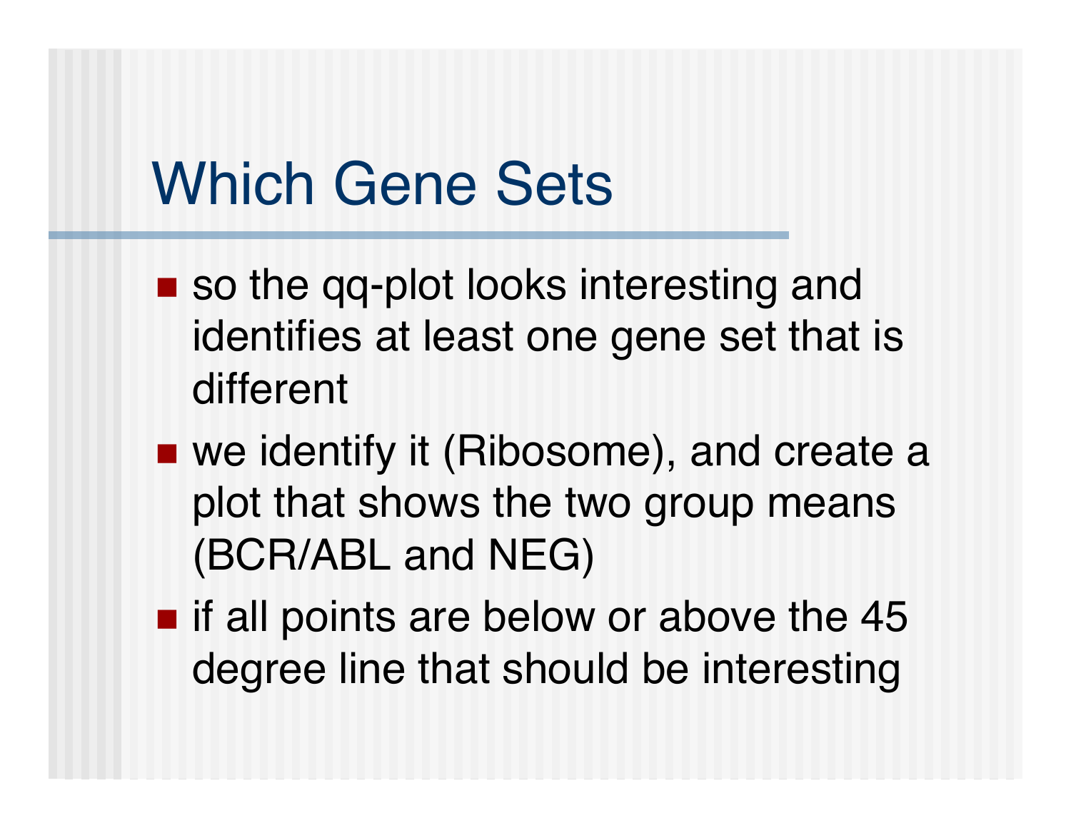# Which Gene Sets

- so the qq-plot looks interesting and identifies at least one gene set that is different
- we identify it (Ribosome), and create a plot that shows the two group means (BCR/ABL and NEG)
- if all points are below or above the 45 degree line that should be interesting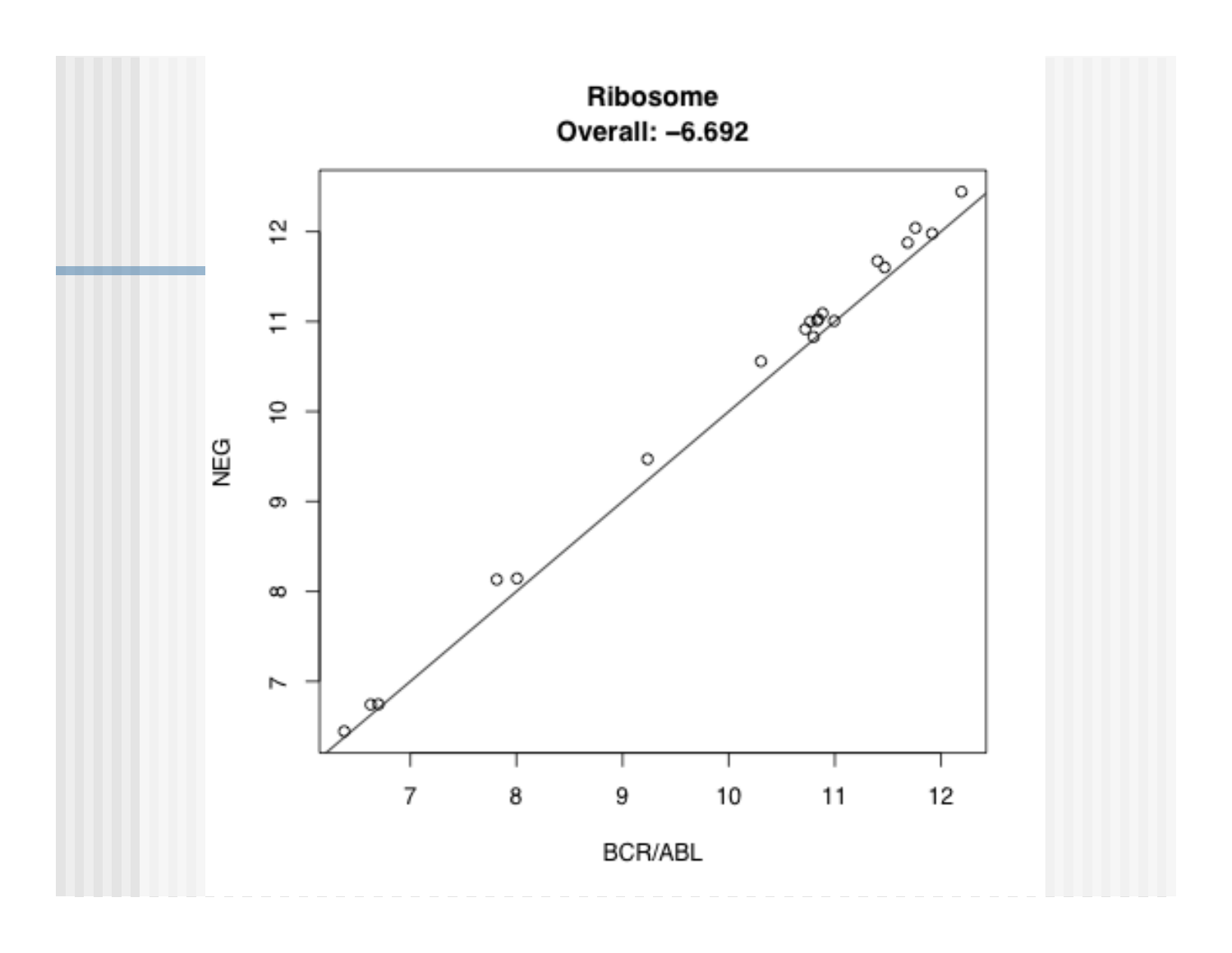**Ribosome**
**Overall: –6.692**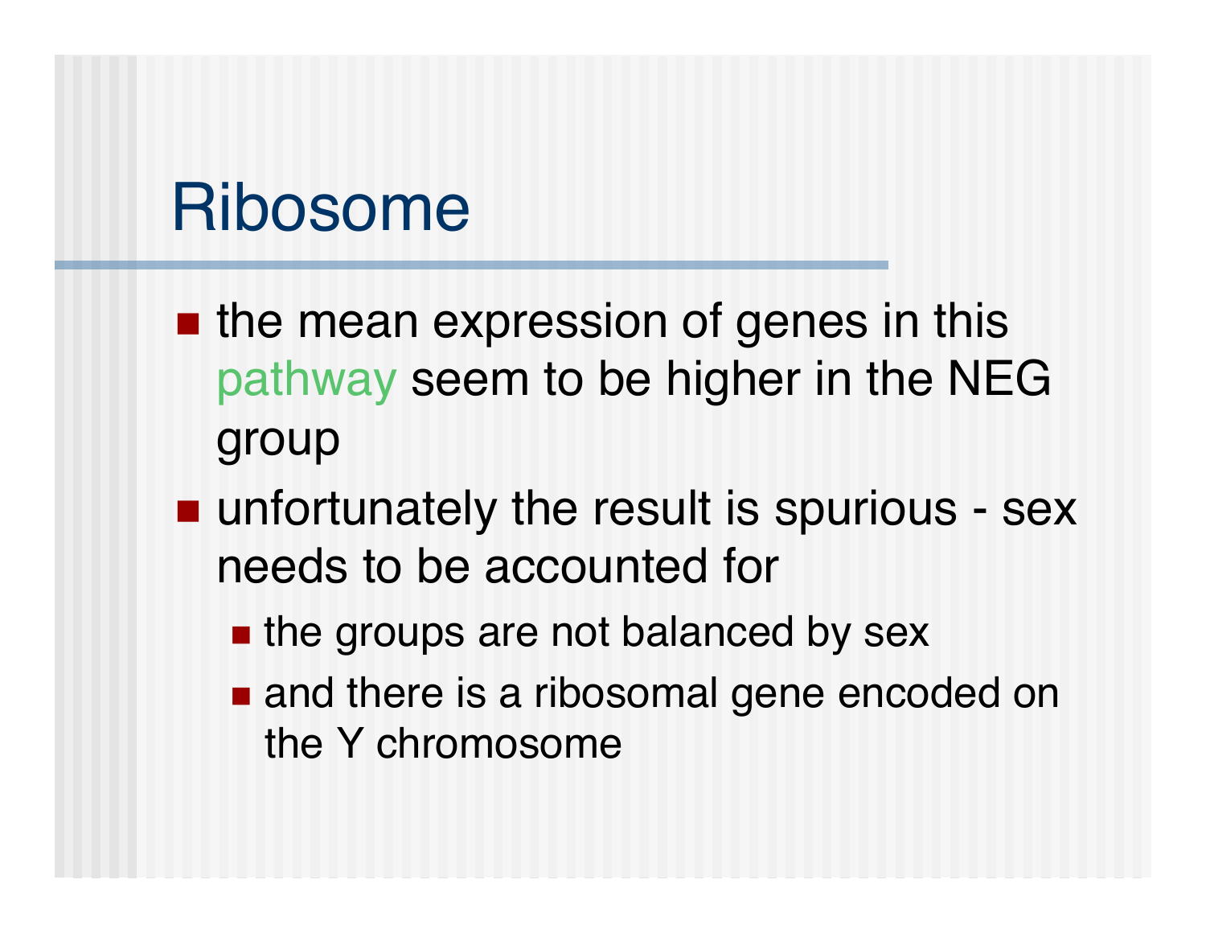# Ribosome

- the mean expression of genes in this pathway seem to be higher in the NEG group
- unfortunately the result is spurious - sex needs to be accounted for
  - the groups are not balanced by sex
  - and there is a ribosomal gene encoded on the Y chromosome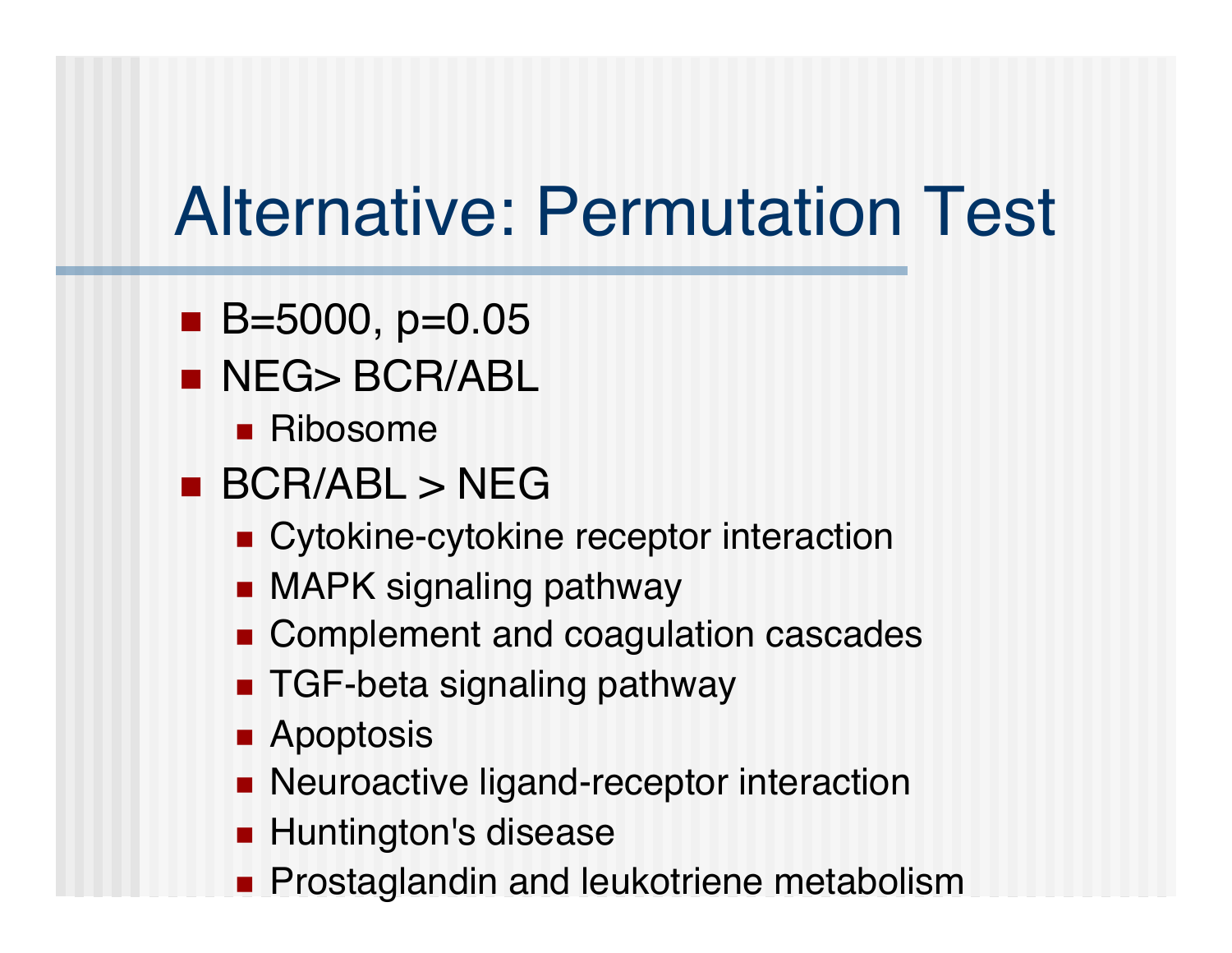# Alternative: Permutation Test

- B=5000, p=0.05
- NEG> BCR/ABL
  - Ribosome
- BCR/ABL > NEG
  - Cytokine-cytokine receptor interaction
  - MAPK signaling pathway
  - Complement and coagulation cascades
  - TGF-beta signaling pathway
  - Apoptosis
  - Neuroactive ligand-receptor interaction
  - Huntington's disease
  - Prostaglandin and leukotriene metabolism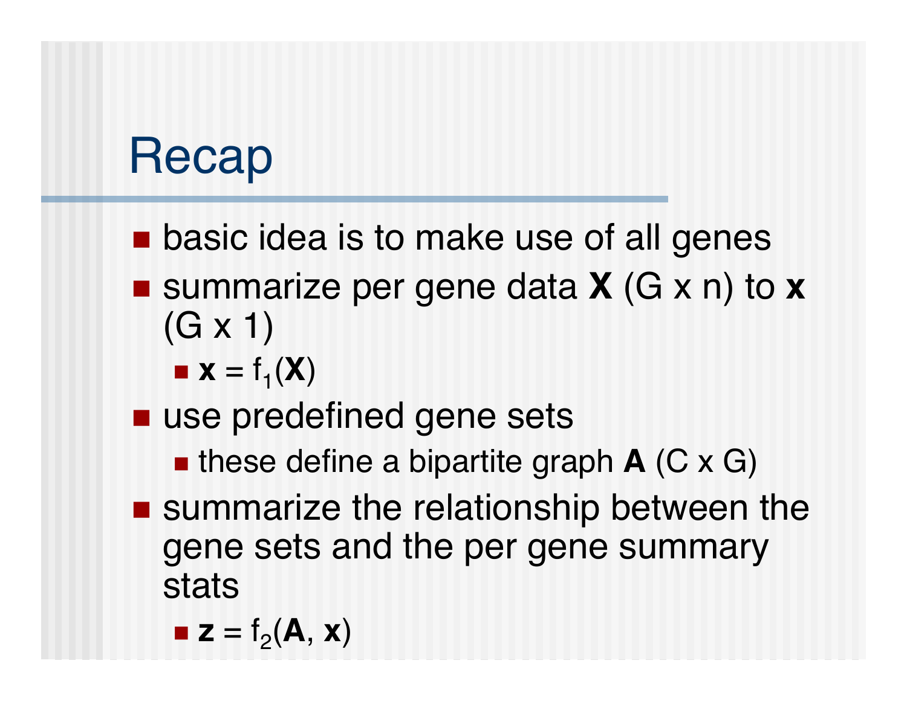# Recap

- basic idea is to make use of all genes
- summarize per gene data **X** (G x n) to **x** (G x 1)
  - $\mathbf{x} = f_1(\mathbf{X})$
- use predefined gene sets
  - these define a bipartite graph **A** (C x G)
- summarize the relationship between the gene sets and the per gene summary stats
  - $\mathbf{z} = f_2(\mathbf{A}, \mathbf{x})$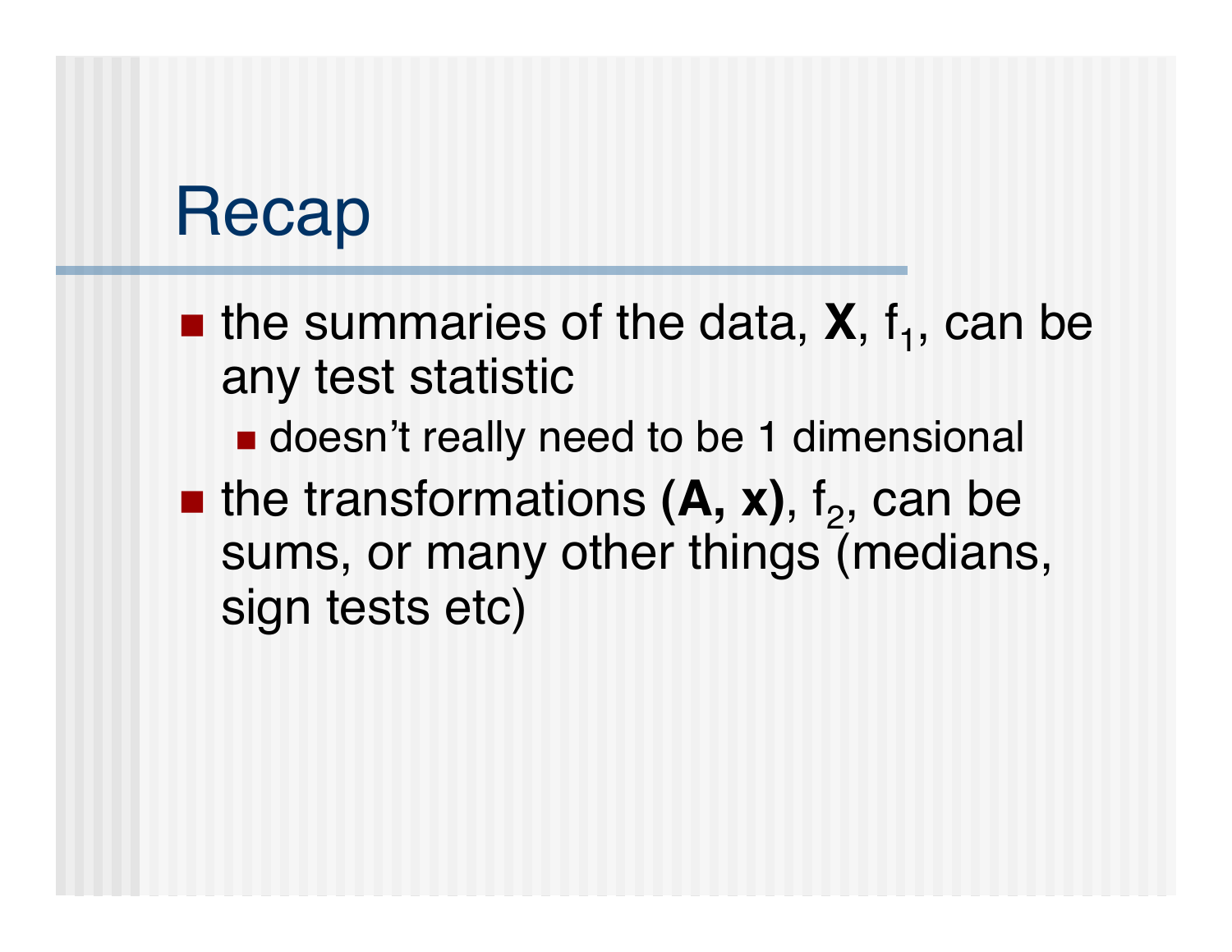# Recap

- the summaries of the data, **X**, $f_1$, can be any test statistic
  - doesn't really need to be 1 dimensional
- the transformations **(A, x)**, $f_2$, can be sums, or many other things (medians, sign tests etc)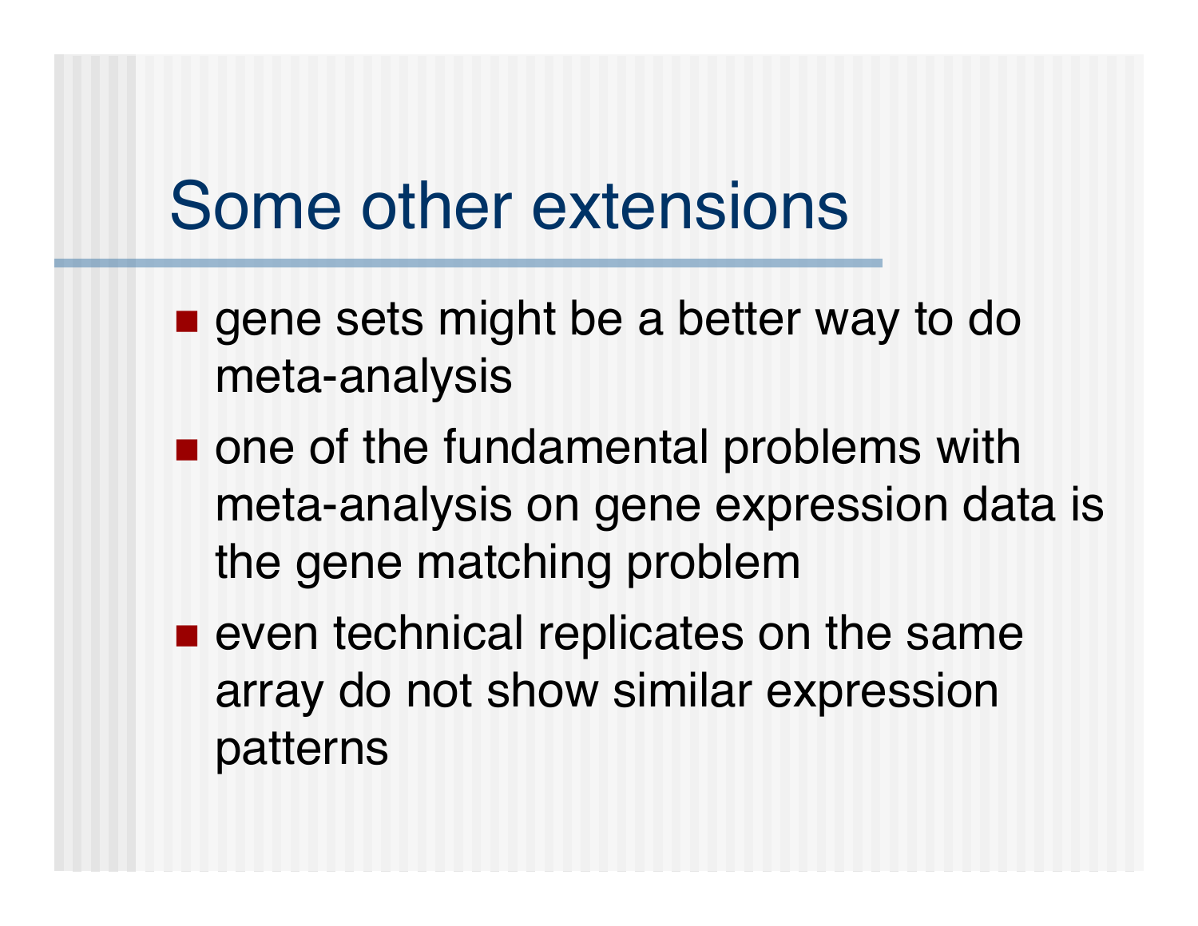# Some other extensions

- gene sets might be a better way to do meta-analysis
- one of the fundamental problems with meta-analysis on gene expression data is the gene matching problem
- even technical replicates on the same array do not show similar expression patterns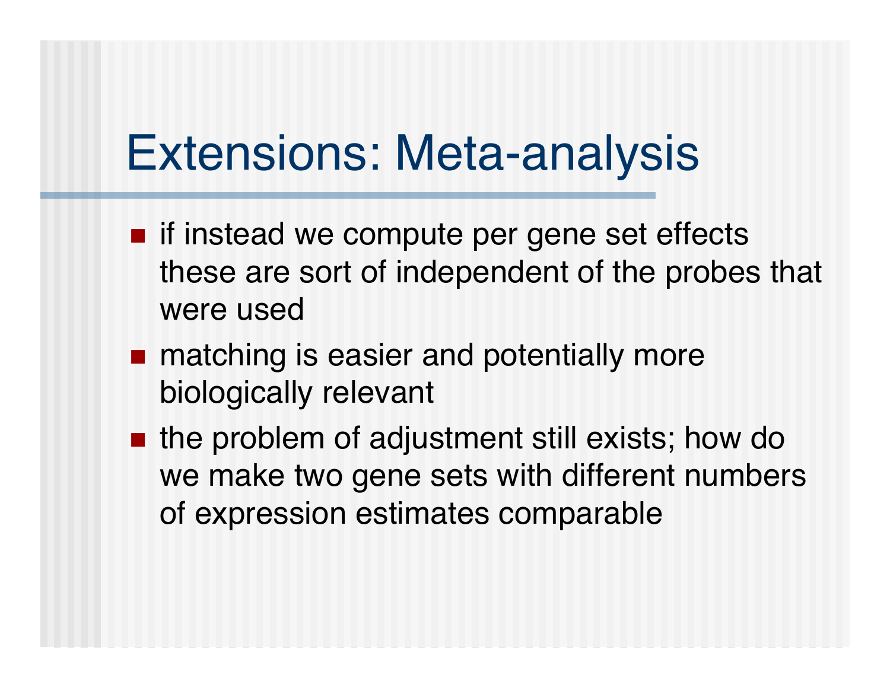# Extensions: Meta-analysis

- if instead we compute per gene set effects these are sort of independent of the probes that were used
- matching is easier and potentially more biologically relevant
- the problem of adjustment still exists; how do we make two gene sets with different numbers of expression estimates comparable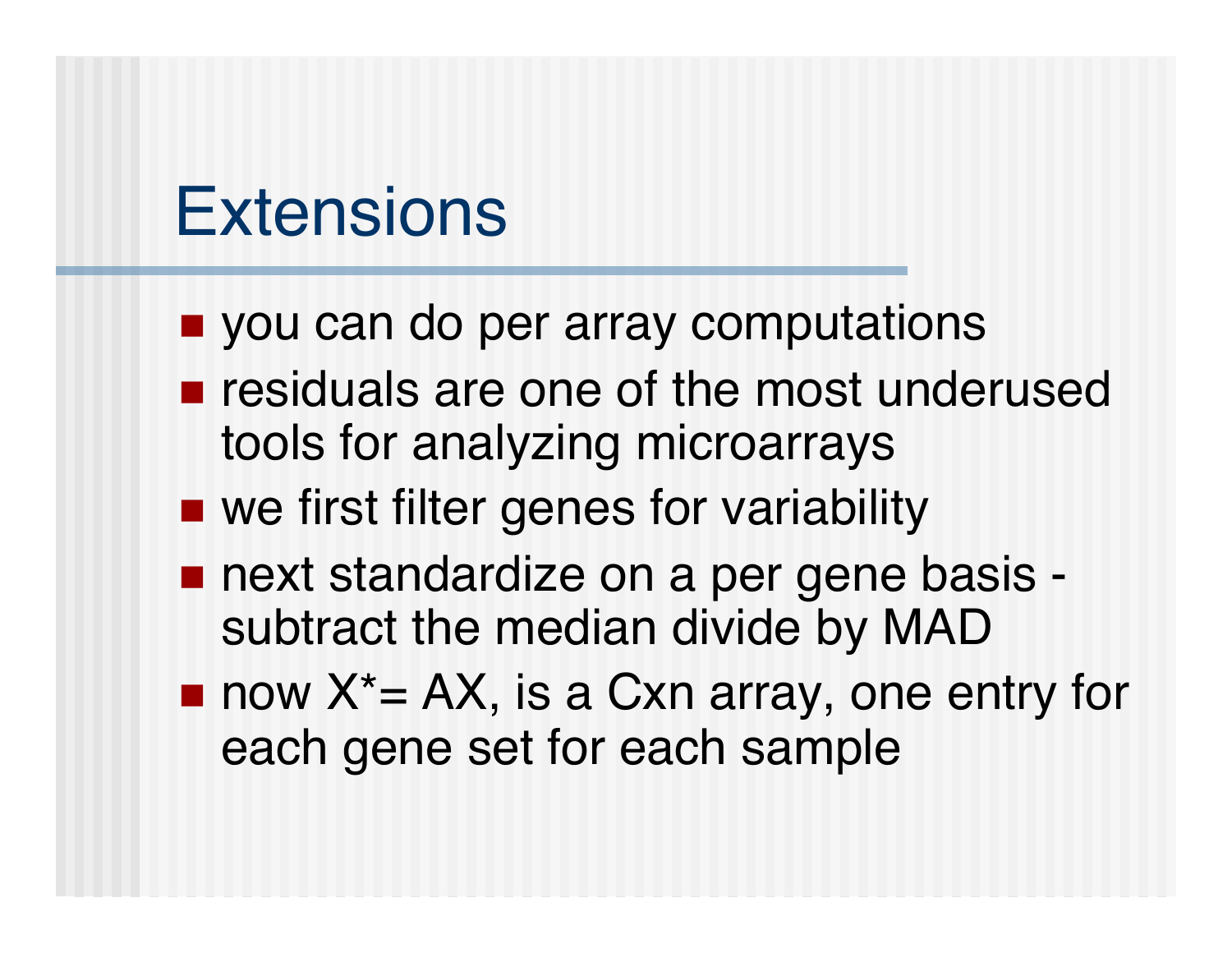# Extensions

- you can do per array computations
- residuals are one of the most underused tools for analyzing microarrays
- we first filter genes for variability
- next standardize on a per gene basis - subtract the median divide by MAD
- now $X^* = AX$, is a Cxn array, one entry for each gene set for each sample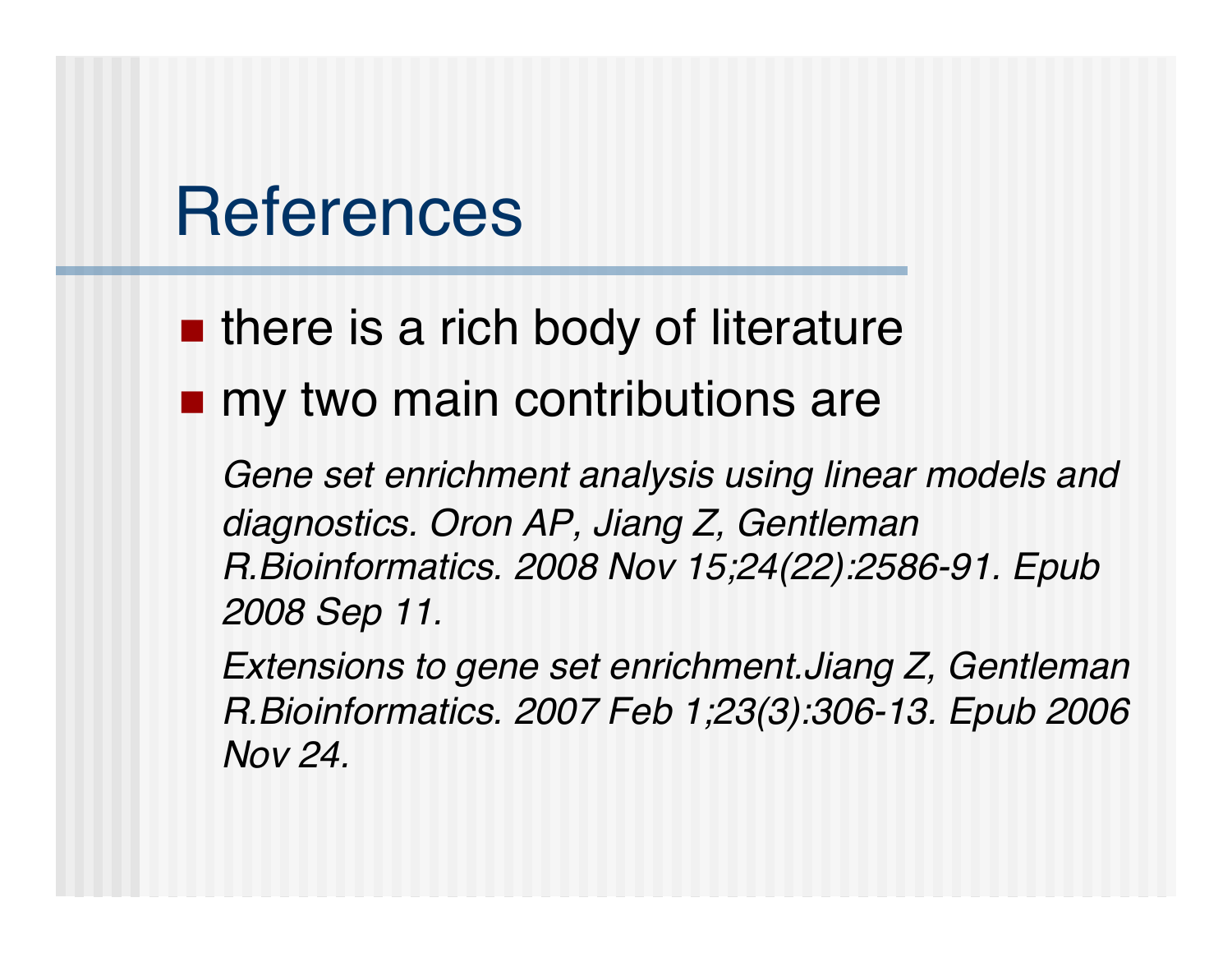# References

- there is a rich body of literature
- my two main contributions are

  *Gene set enrichment analysis using linear models and diagnostics. Oron AP, Jiang Z, Gentleman R.Bioinformatics. 2008 Nov 15;24(22):2586-91. Epub 2008 Sep 11.*

  *Extensions to gene set enrichment.Jiang Z, Gentleman R.Bioinformatics. 2007 Feb 1;23(3):306-13. Epub 2006 Nov 24.*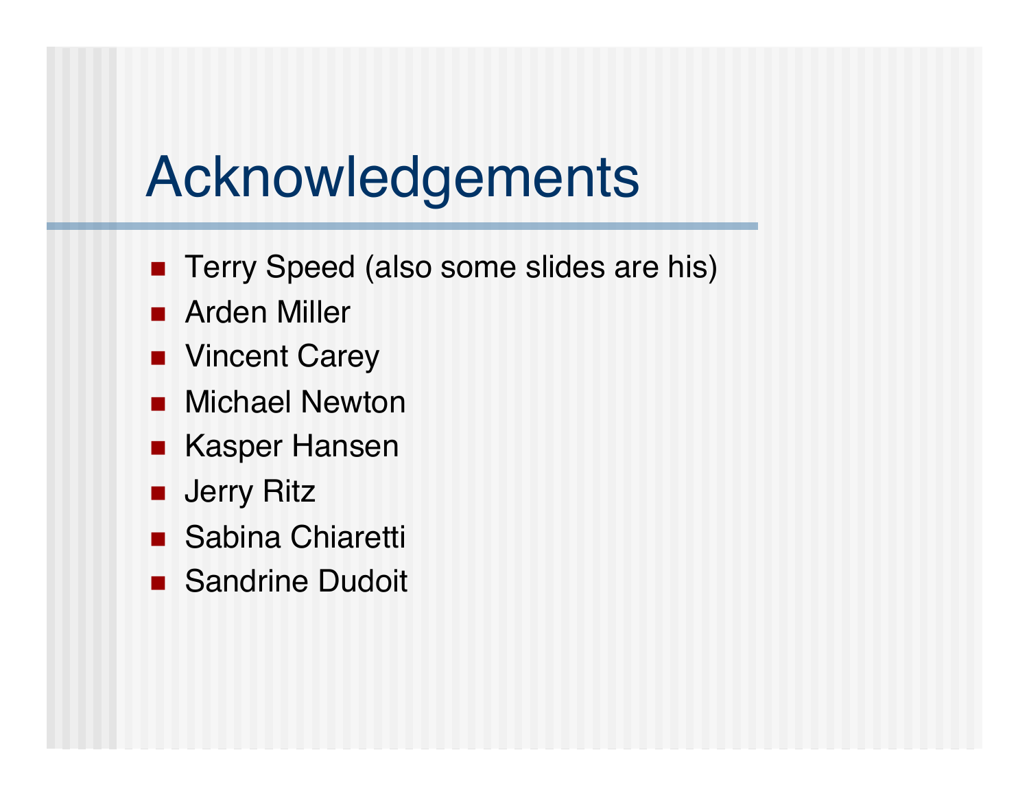# Acknowledgements

- Terry Speed (also some slides are his)
- Arden Miller
- Vincent Carey
- Michael Newton
- Kasper Hansen
- Jerry Ritz
- Sabina Chiaretti
- Sandrine Dudoit